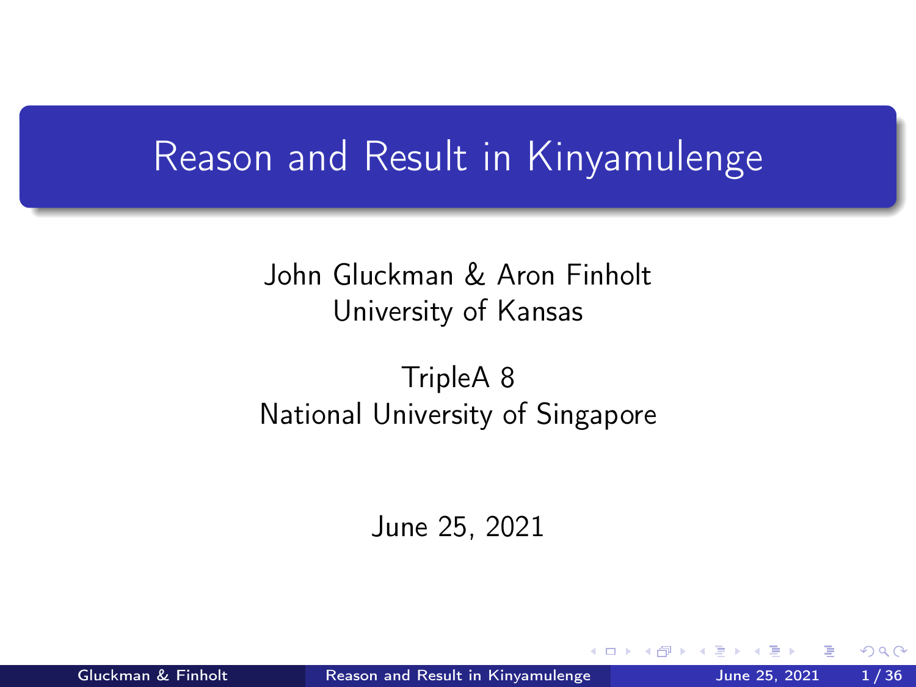# Reason and Result in Kinyamulenge

John Gluckman & Aron Finholt
University of Kansas

TripleA 8
National University of Singapore

June 25, 2021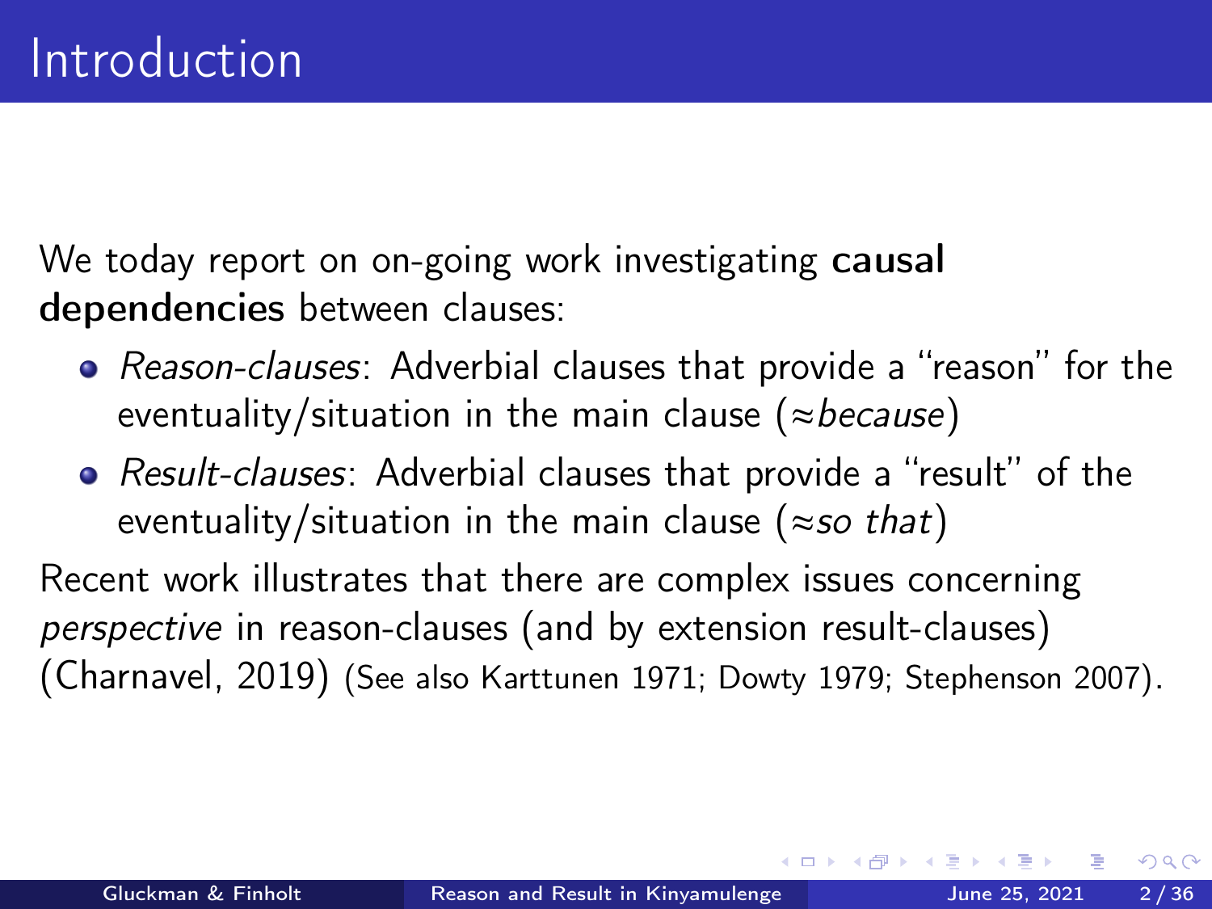# Introduction

We today report on on-going work investigating **causal dependencies** between clauses:

- *Reason-clauses*: Adverbial clauses that provide a "reason" for the eventuality/situation in the main clause ($\approx$*because*)
- *Result-clauses*: Adverbial clauses that provide a "result" of the eventuality/situation in the main clause ($\approx$*so that*)

Recent work illustrates that there are complex issues concerning *perspective* in reason-clauses (and by extension result-clauses) (Charnavel, 2019) (See also Karttunen 1971; Dowty 1979; Stephenson 2007).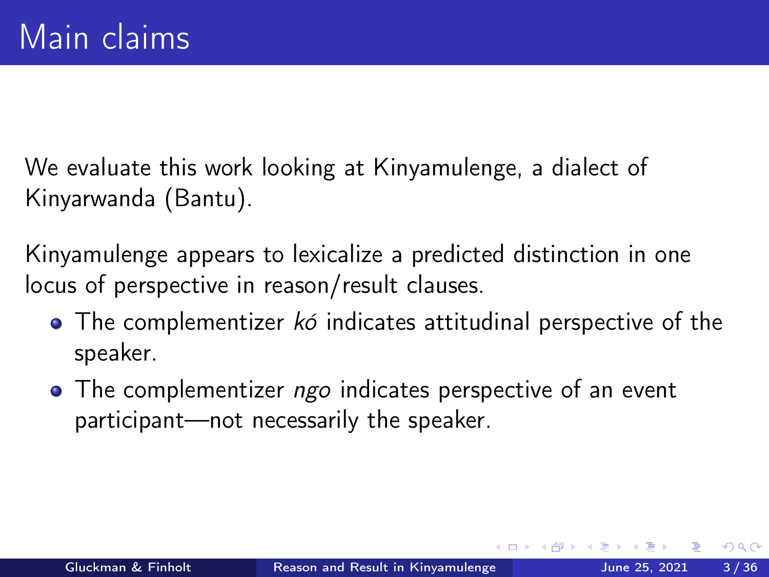# Main claims

We evaluate this work looking at Kinyamulenge, a dialect of Kinyarwanda (Bantu).

Kinyamulenge appears to lexicalize a predicted distinction in one locus of perspective in reason/result clauses.

- The complementizer *kó* indicates attitudinal perspective of the speaker.
- The complementizer *ngo* indicates perspective of an event participant—not necessarily the speaker.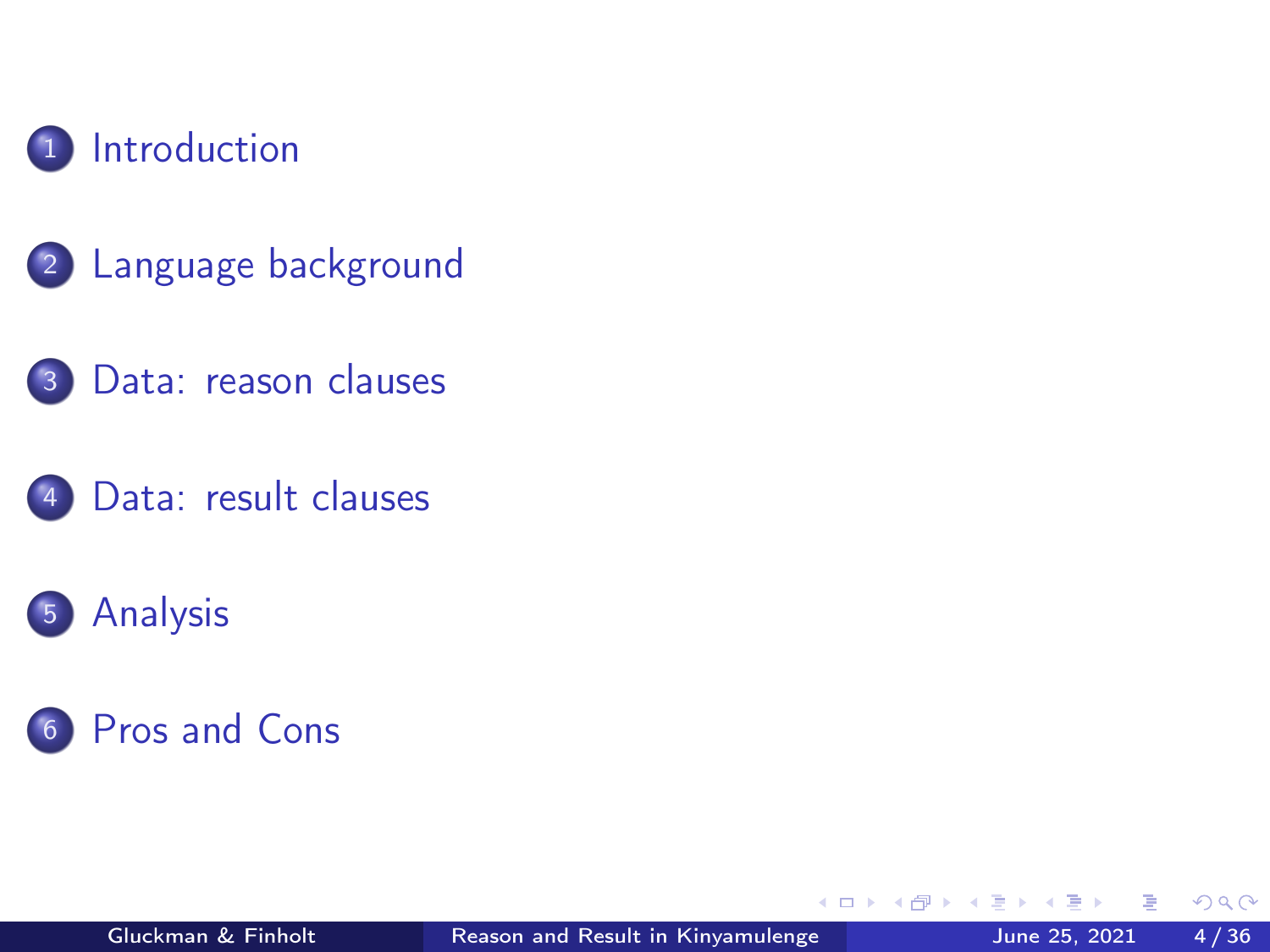1. Introduction
2. Language background
3. Data: reason clauses
4. Data: result clauses
5. Analysis
6. Pros and Cons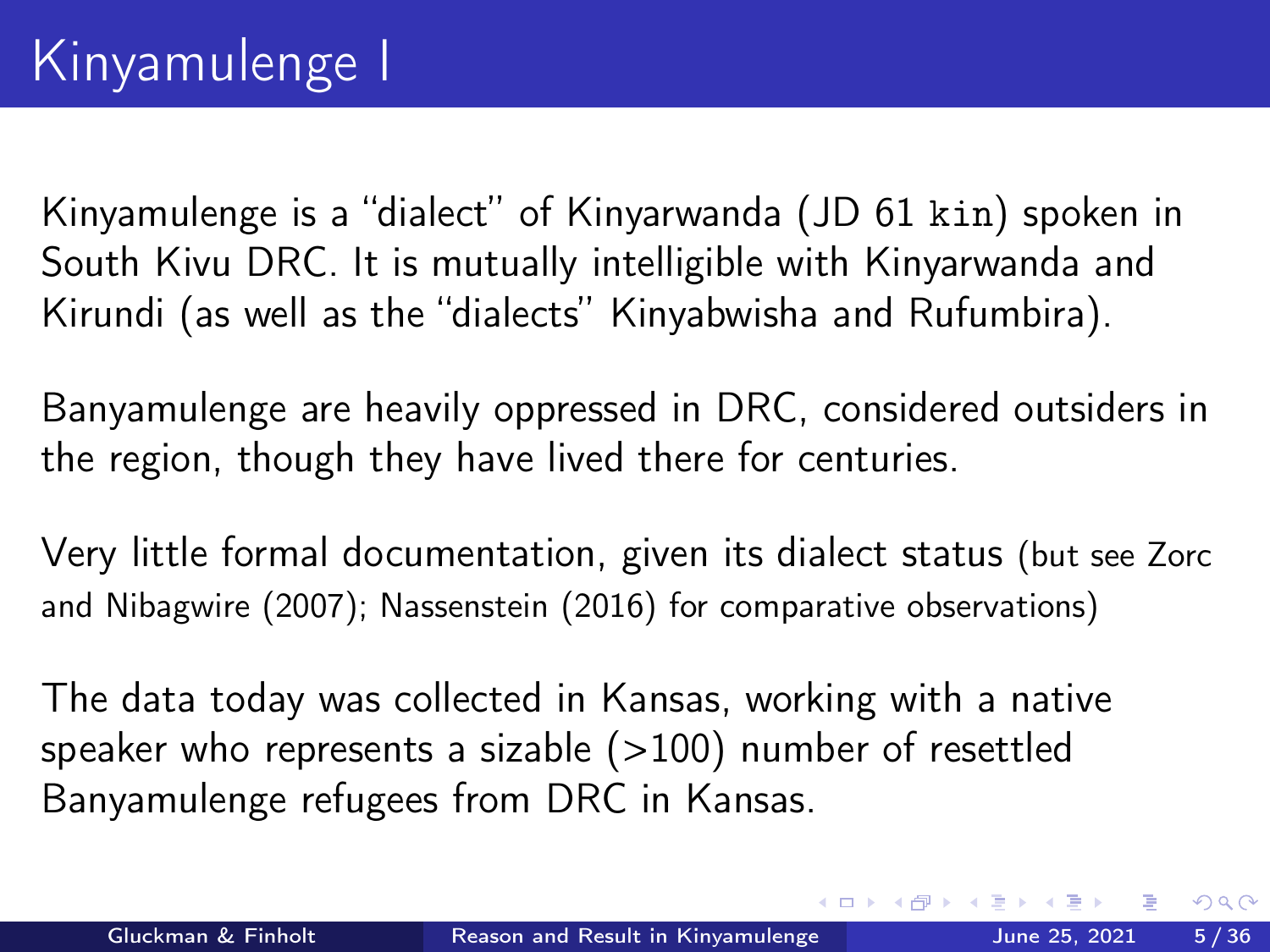# Kinyamulenge I

Kinyamulenge is a "dialect" of Kinyarwanda (JD 61 `kin`) spoken in South Kivu DRC. It is mutually intelligible with Kinyarwanda and Kirundi (as well as the "dialects" Kinyabwisha and Rufumbira).

Banyamulenge are heavily oppressed in DRC, considered outsiders in the region, though they have lived there for centuries.

Very little formal documentation, given its dialect status (but see Zorc and Nibagwire (2007); Nassenstein (2016) for comparative observations)

The data today was collected in Kansas, working with a native speaker who represents a sizable (>100) number of resettled Banyamulenge refugees from DRC in Kansas.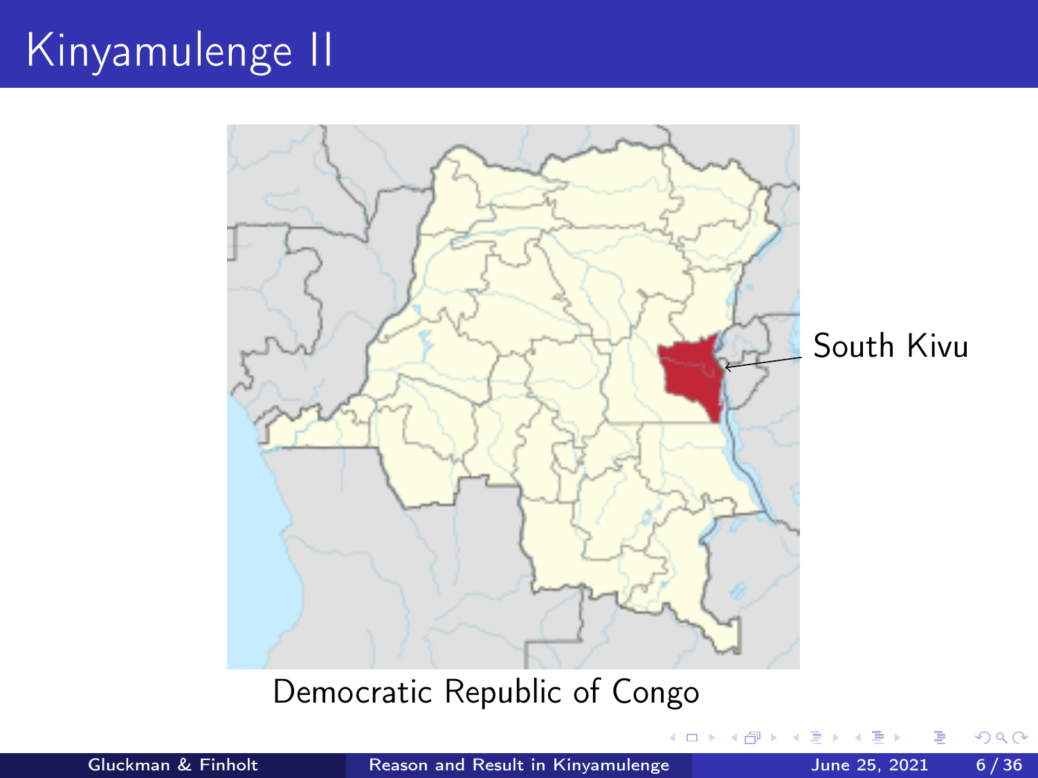# Kinyamulenge II

South Kivu

Democratic Republic of Congo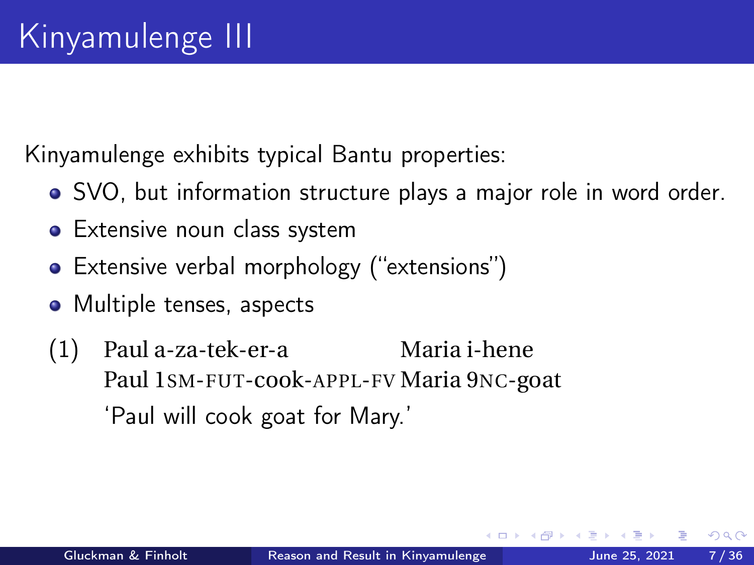# Kinyamulenge III

Kinyamulenge exhibits typical Bantu properties:

- SVO, but information structure plays a major role in word order.
- Extensive noun class system
- Extensive verbal morphology ("extensions")
- Multiple tenses, aspects

(1) Paul a-za-tek-er-a Maria i-hene
    Paul 1SM-FUT-cook-APPL-FV Maria 9NC-goat
    'Paul will cook goat for Mary.'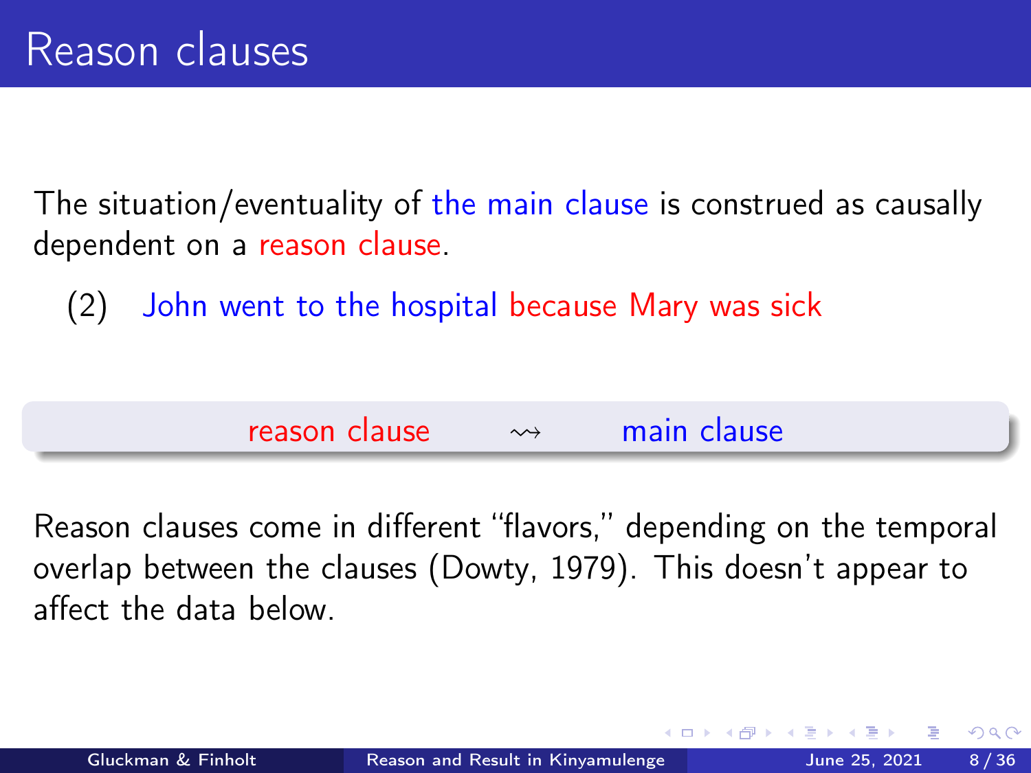# Reason clauses

The situation/eventuality of the main clause is construed as causally dependent on a reason clause.

(2) John went to the hospital because Mary was sick

reason clause $\rightsquigarrow$ main clause

Reason clauses come in different "flavors," depending on the temporal overlap between the clauses (Dowty, 1979). This doesn't appear to affect the data below.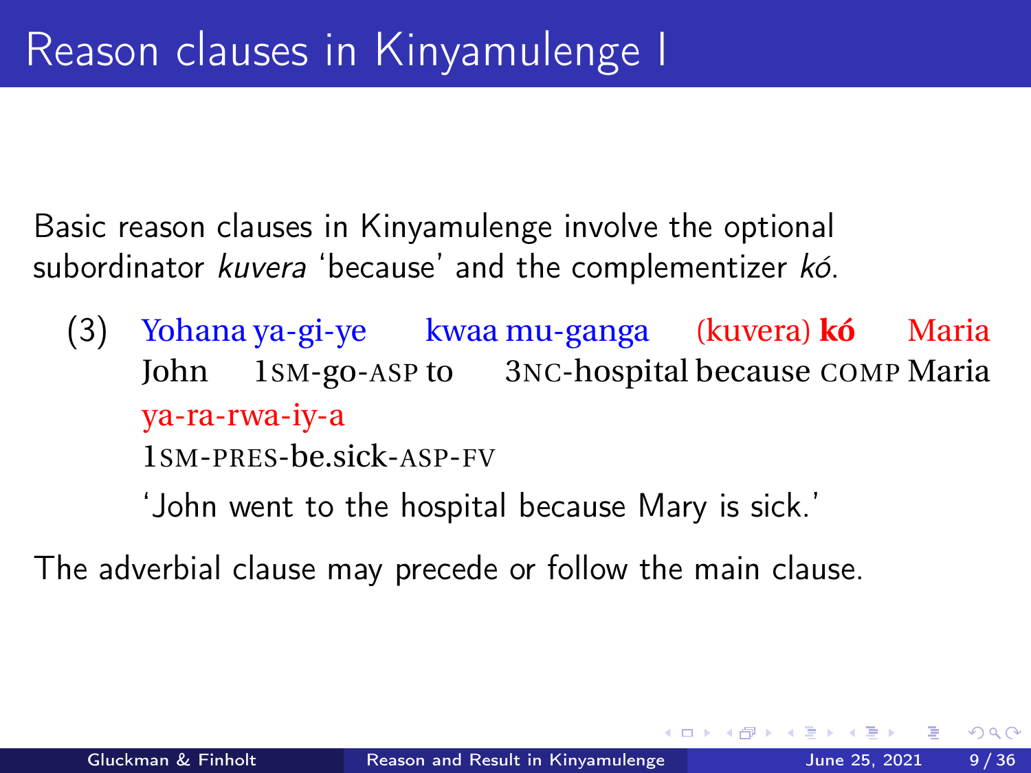# Reason clauses in Kinyamulenge I

Basic reason clauses in Kinyamulenge involve the optional subordinator *kuvera* 'because' and the complementizer *kó*.

(3) Yohana ya-gi-ye kwaa mu-ganga (kuvera) **kó** Maria ya-ra-rwa-iy-a
John 1SM-go-ASP to 3NC-hospital because COMP Maria 1SM-PRES-be.sick-ASP-FV
'John went to the hospital because Mary is sick.'

The adverbial clause may precede or follow the main clause.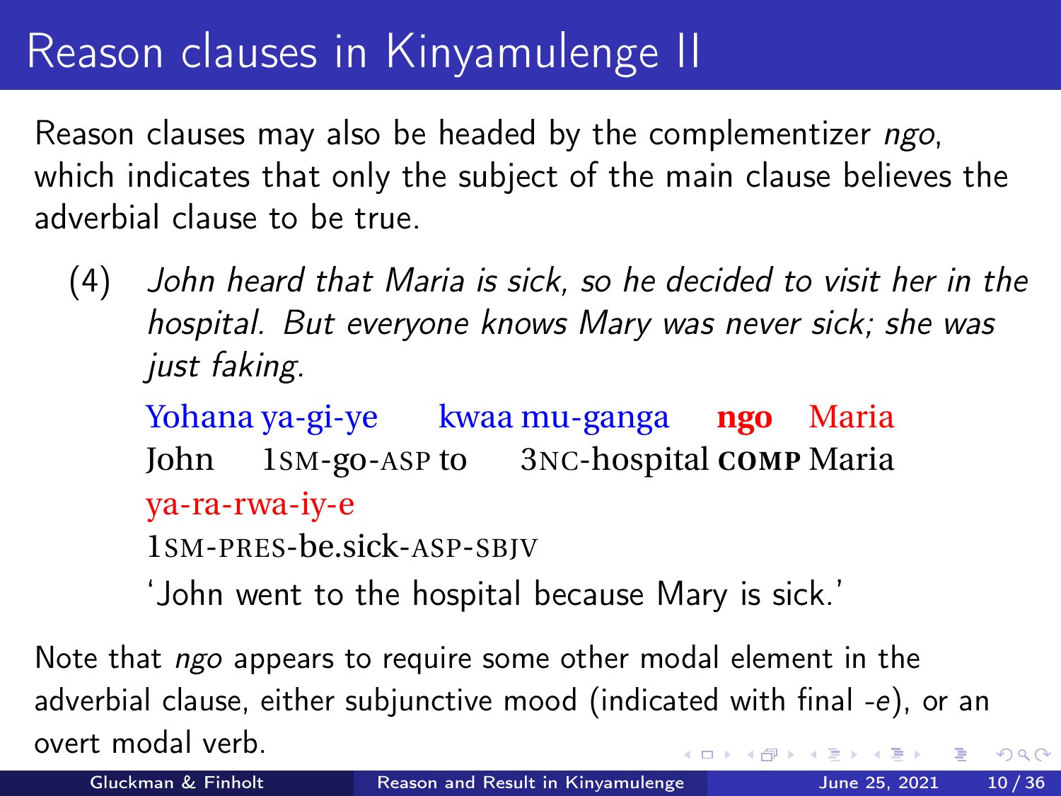# Reason clauses in Kinyamulenge II

Reason clauses may also be headed by the complementizer *ngo*, which indicates that only the subject of the main clause believes the adverbial clause to be true.

(4) *John heard that Maria is sick, so he decided to visit her in the hospital. But everyone knows Mary was never sick; she was just faking.*

Yohana ya-gi-ye kwaa mu-ganga **ngo** Maria ya-ra-rwa-iy-e
John 1SM-go-ASP to 3NC-hospital **COMP** Maria 1SM-PRES-be.sick-ASP-SBJV
'John went to the hospital because Mary is sick.'

Note that *ngo* appears to require some other modal element in the adverbial clause, either subjunctive mood (indicated with final *-e*), or an overt modal verb.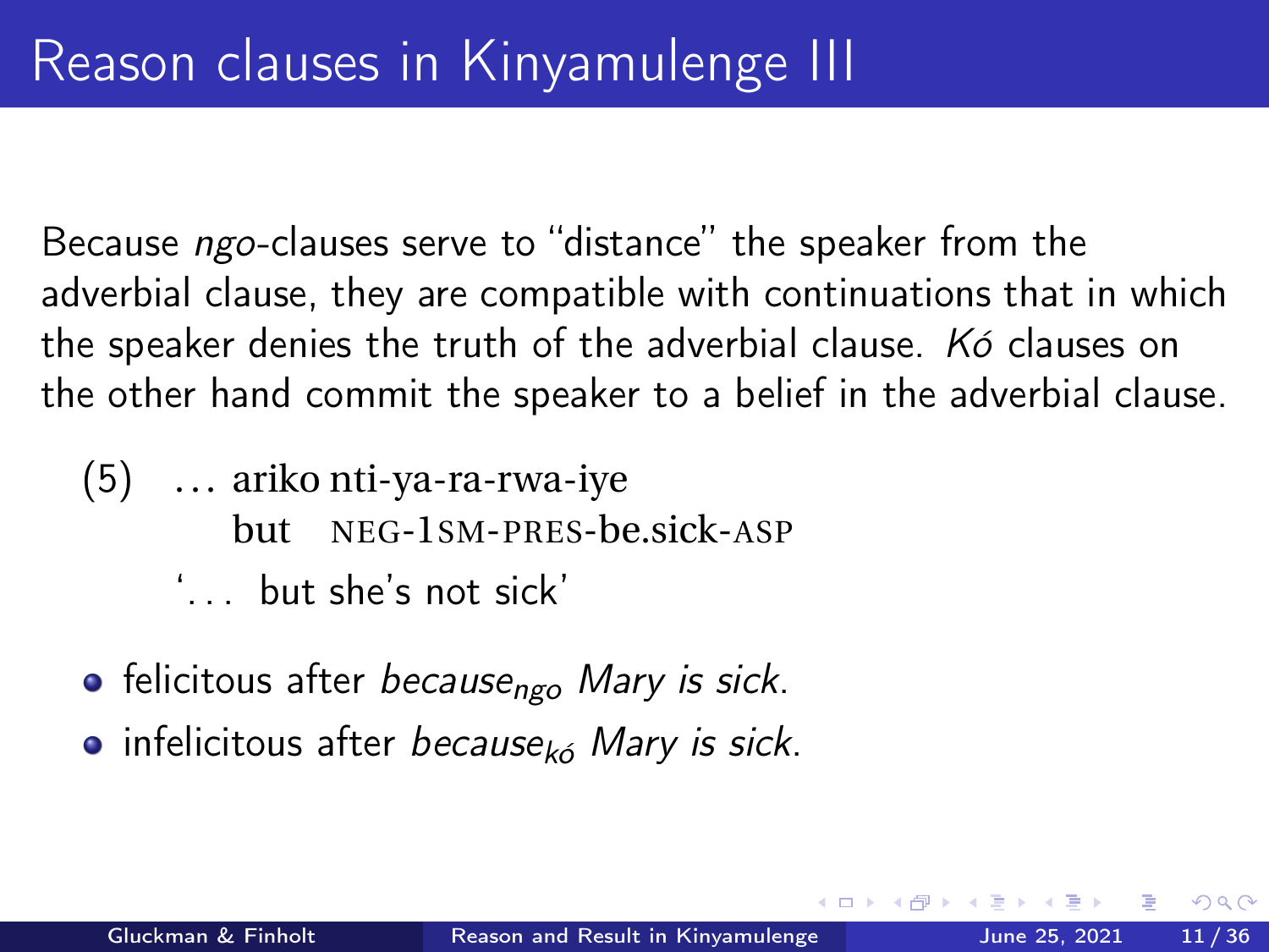# Reason clauses in Kinyamulenge III

Because *ngo*-clauses serve to "distance" the speaker from the adverbial clause, they are compatible with continuations that in which the speaker denies the truth of the adverbial clause. *Kó* clauses on the other hand commit the speaker to a belief in the adverbial clause.

(5) … ariko nti-ya-ra-rwa-iye
   but NEG-1SM-PRES-be.sick-ASP
   '… but she's not sick'

- felicitous after *because$_{ngo}$ Mary is sick*.
- infelicitous after *because$_{kó}$ Mary is sick*.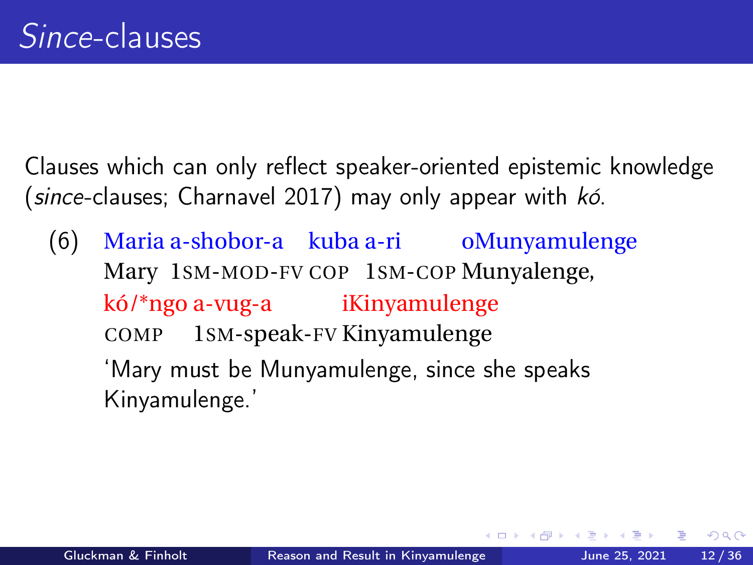# *Since*-clauses

Clauses which can only reflect speaker-oriented epistemic knowledge (*since*-clauses; Charnavel 2017) may only appear with *kó*.

(6) Maria a-shobor-a kuba a-ri oMunyamulenge
Mary 1SM-MOD-FV COP 1SM-COP Munyalenge,
kó/*ngo a-vug-a iKinyamulenge
COMP 1SM-speak-FV Kinyamulenge
'Mary must be Munyamulenge, since she speaks Kinyamulenge.'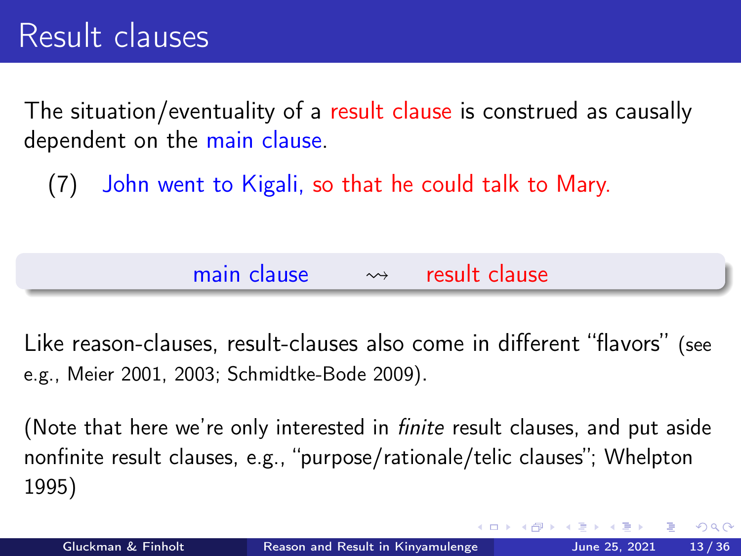# Result clauses

The situation/eventuality of a result clause is construed as causally dependent on the main clause.

(7) John went to Kigali, so that he could talk to Mary.

main clause $\rightsquigarrow$ result clause

Like reason-clauses, result-clauses also come in different "flavors" (see e.g., Meier 2001, 2003; Schmidtke-Bode 2009).

(Note that here we're only interested in *finite* result clauses, and put aside nonfinite result clauses, e.g., "purpose/rationale/telic clauses"; Whelpton 1995)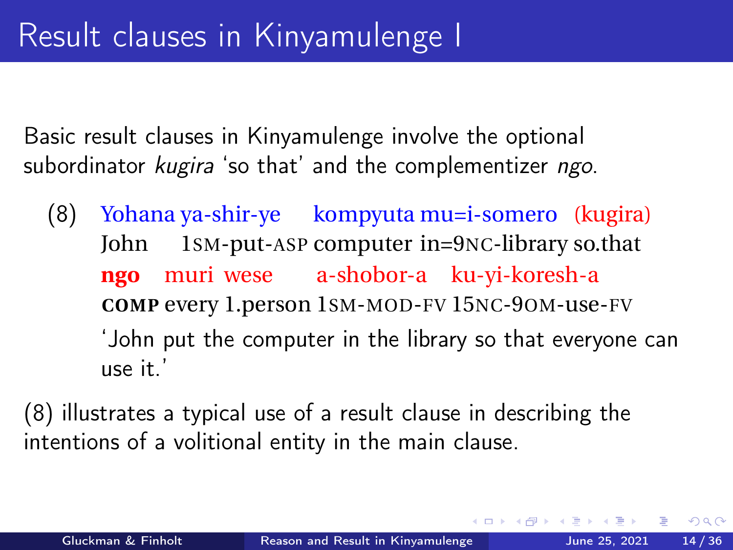# Result clauses in Kinyamulenge I

Basic result clauses in Kinyamulenge involve the optional subordinator *kugira* 'so that' and the complementizer *ngo*.

(8) Yohana ya-shir-ye kompyuta mu=i-somero (kugira) **ngo** muri wese a-shobor-a ku-yi-koresh-a
John 1SM-put-ASP computer in=9NC-library so.that **COMP** every 1.person 1SM-MOD-FV 15NC-9OM-use-FV
'John put the computer in the library so that everyone can use it.'

(8) illustrates a typical use of a result clause in describing the intentions of a volitional entity in the main clause.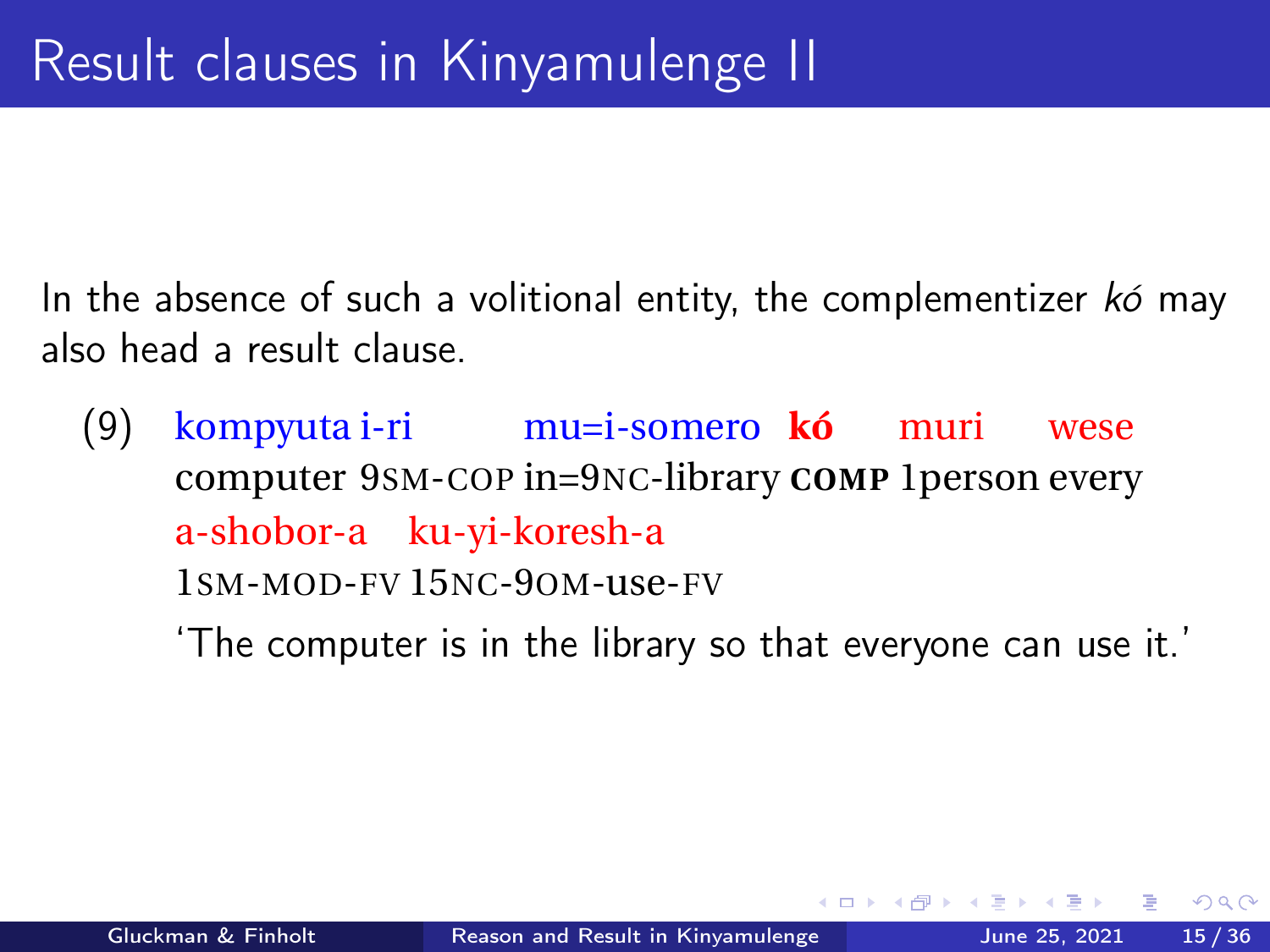# Result clauses in Kinyamulenge II

In the absence of such a volitional entity, the complementizer *kó* may also head a result clause.

(9) kompyuta i-ri mu=i-somero **kó** muri wese  
computer 9SM-COP in=9NC-library **COMP** 1person every  
a-shobor-a ku-yi-koresh-a  
1SM-MOD-FV 15NC-9OM-use-FV  
'The computer is in the library so that everyone can use it.'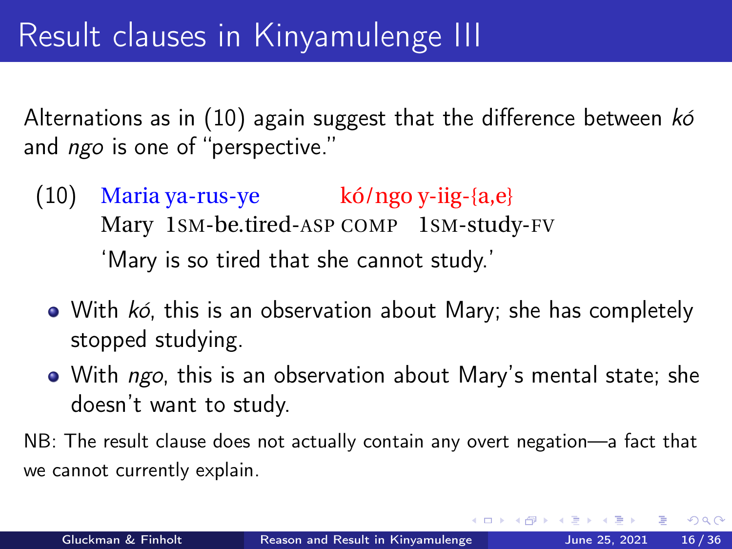# Result clauses in Kinyamulenge III

Alternations as in (10) again suggest that the difference between *kó* and *ngo* is one of "perspective."

(10) Maria ya-rus-ye kó/ngo y-iig-{a,e}
Mary 1SM-be.tired-ASP COMP 1SM-study-FV
'Mary is so tired that she cannot study.'

- With *kó*, this is an observation about Mary; she has completely stopped studying.
- With *ngo*, this is an observation about Mary's mental state; she doesn't want to study.

NB: The result clause does not actually contain any overt negation—a fact that we cannot currently explain.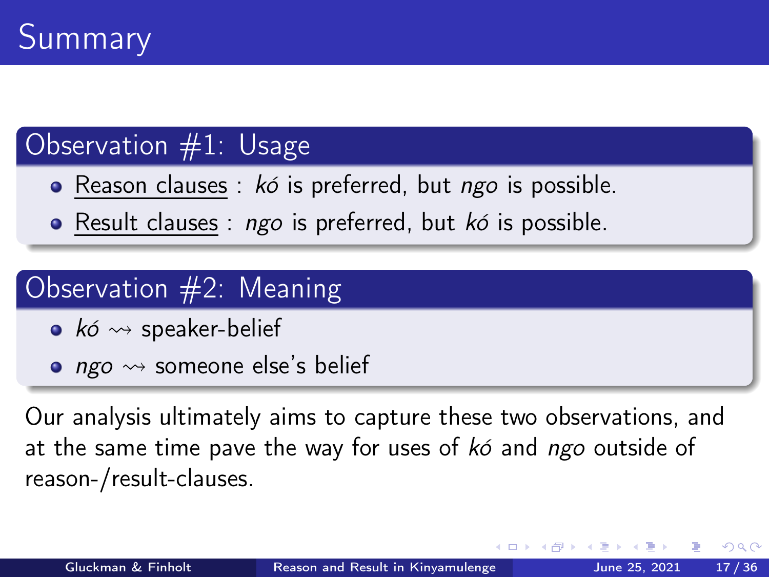# Summary

### Observation #1: Usage

- Reason clauses : *kó* is preferred, but *ngo* is possible.
- Result clauses : *ngo* is preferred, but *kó* is possible.

### Observation #2: Meaning

- *kó* $\rightsquigarrow$ speaker-belief
- *ngo* $\rightsquigarrow$ someone else's belief

Our analysis ultimately aims to capture these two observations, and at the same time pave the way for uses of *kó* and *ngo* outside of reason-/result-clauses.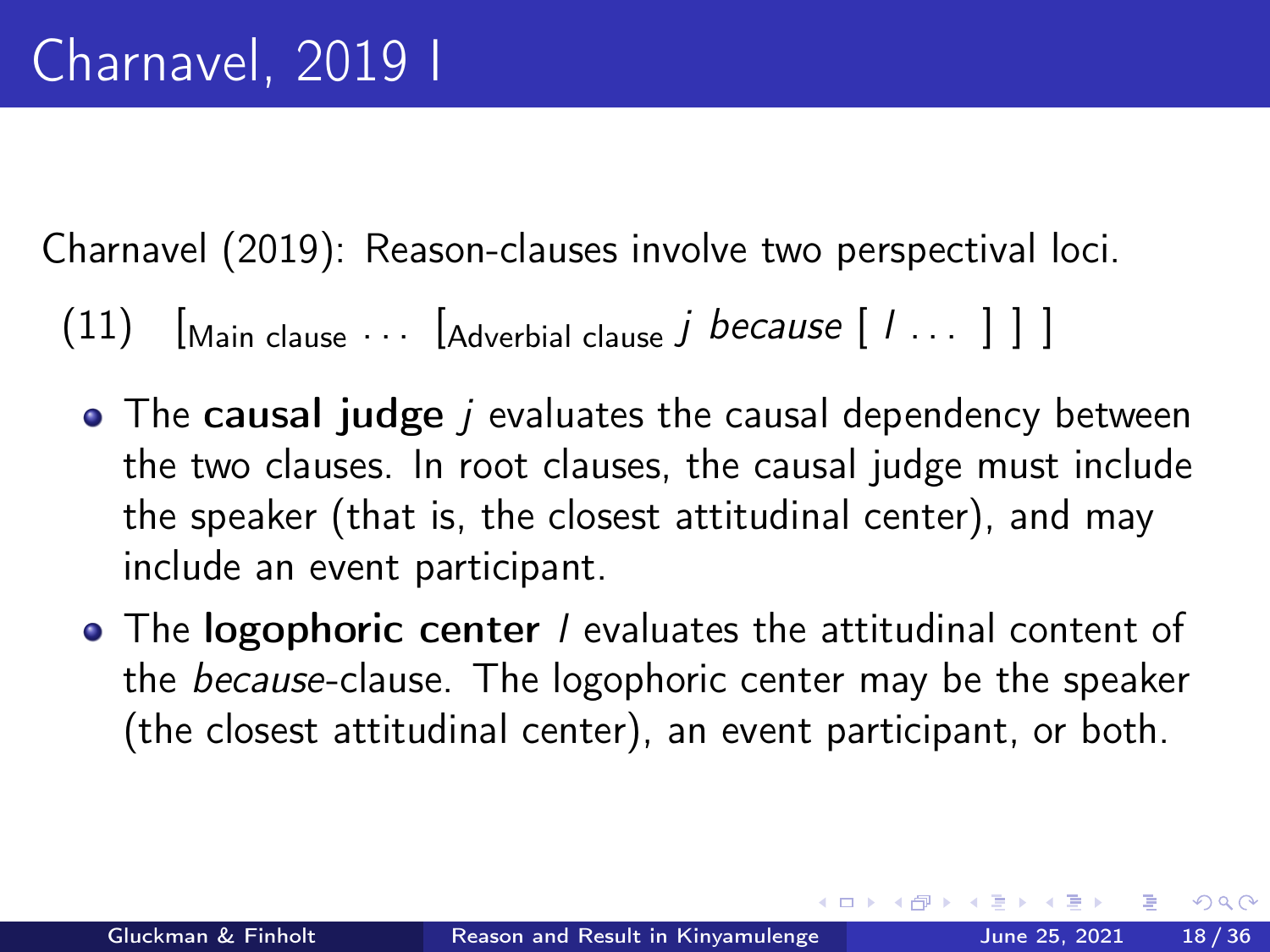# Charnavel, 2019 I

Charnavel (2019): Reason-clauses involve two perspectival loci.

(11) $[_{\text{Main clause}} \ldots [_{\text{Adverbial clause}}$ *j because* [ *l* … ] ] ]

- The **causal judge** *j* evaluates the causal dependency between the two clauses. In root clauses, the causal judge must include the speaker (that is, the closest attitudinal center), and may include an event participant.
- The **logophoric center** *l* evaluates the attitudinal content of the *because*-clause. The logophoric center may be the speaker (the closest attitudinal center), an event participant, or both.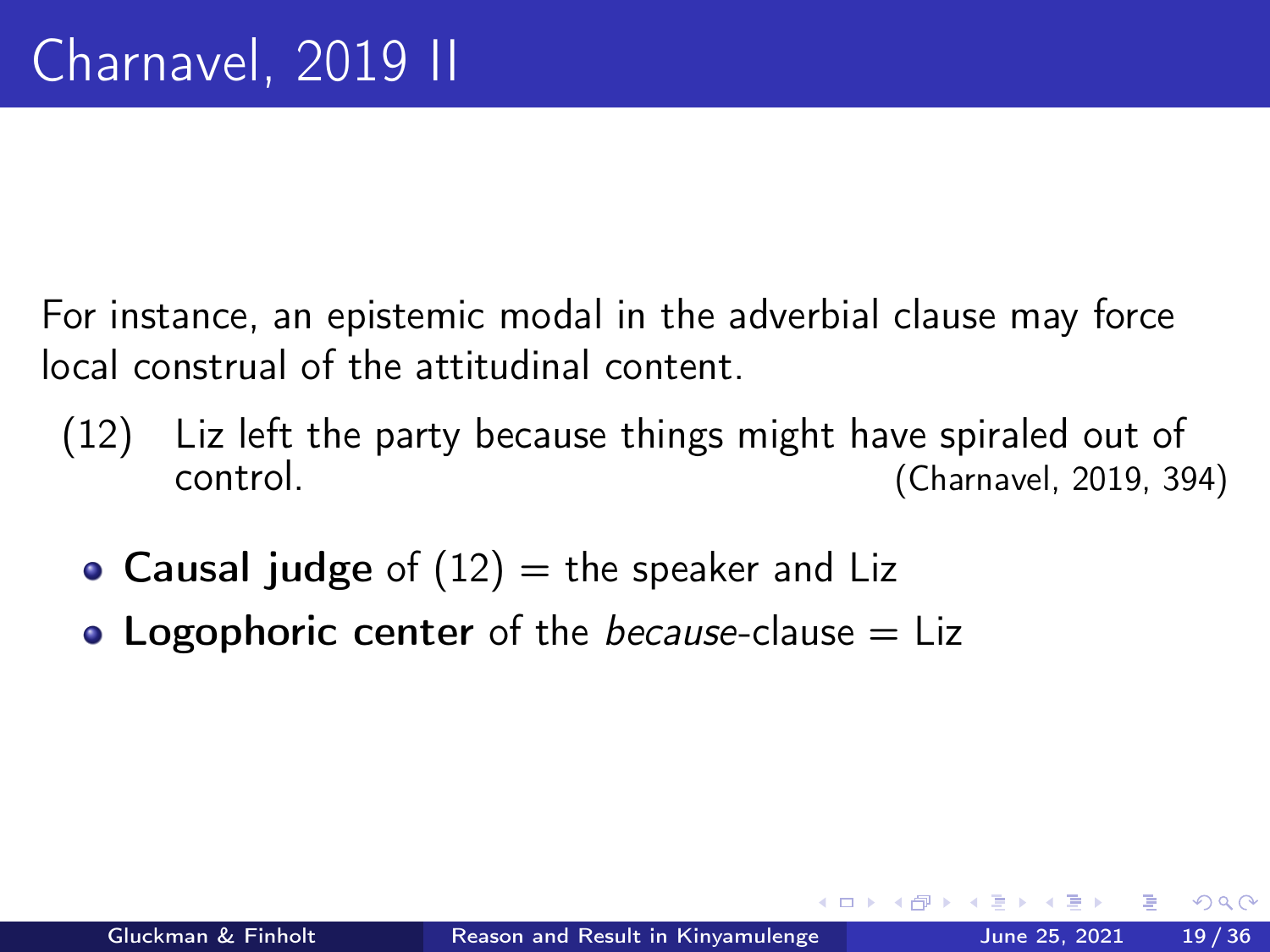# Charnavel, 2019 II

For instance, an epistemic modal in the adverbial clause may force local construal of the attitudinal content.

(12) Liz left the party because things might have spiraled out of control. (Charnavel, 2019, 394)

- **Causal judge** of (12) = the speaker and Liz
- **Logophoric center** of the *because*-clause = Liz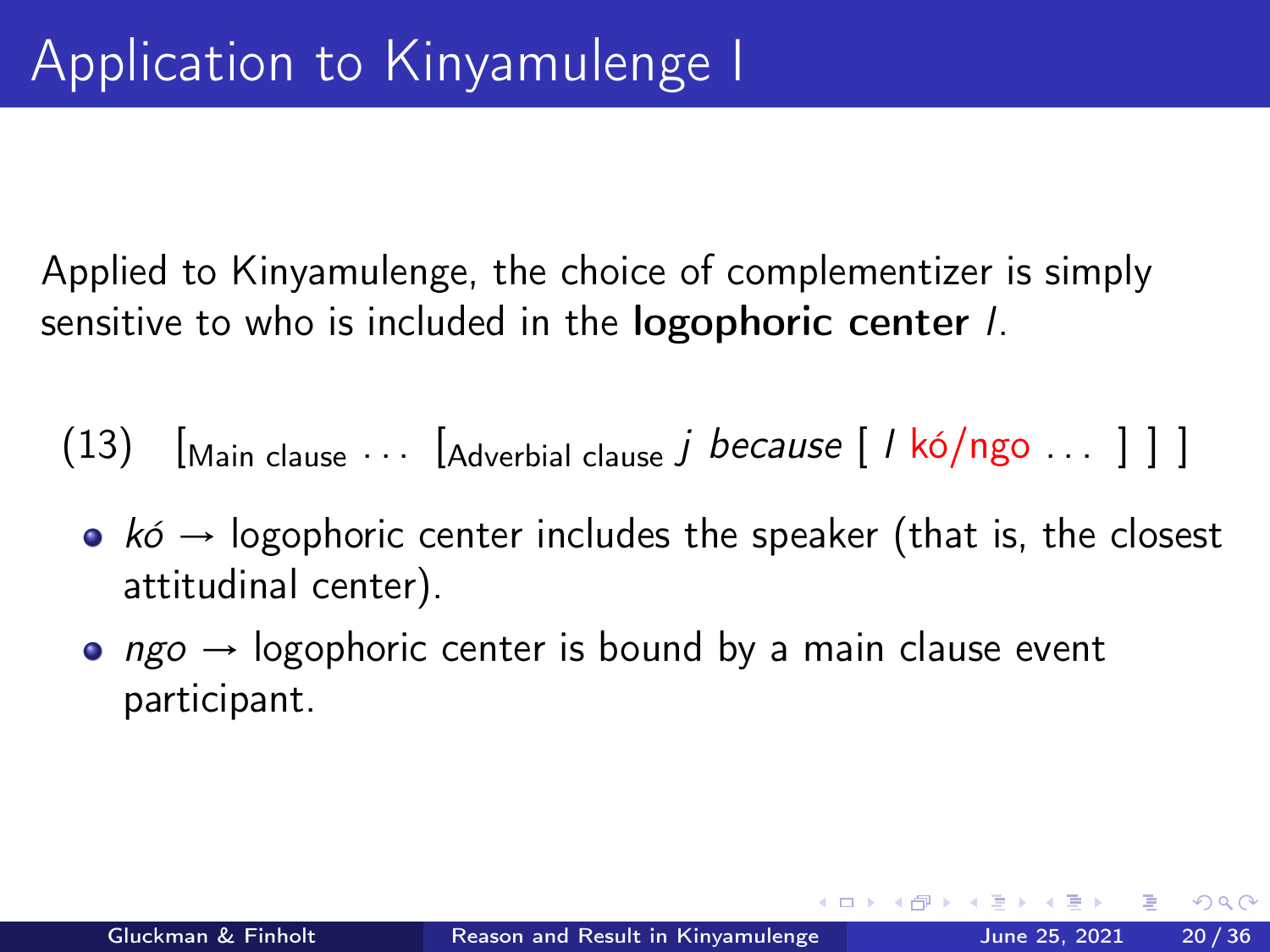# Application to Kinyamulenge I

Applied to Kinyamulenge, the choice of complementizer is simply sensitive to who is included in the **logophoric center** *l*.

(13) [$_{\text{Main clause}}$ … [$_{\text{Adverbial clause}}$ *j* *because* [ *l* kó/ngo … ] ] ]

- *kó* → logophoric center includes the speaker (that is, the closest attitudinal center).
- *ngo* → logophoric center is bound by a main clause event participant.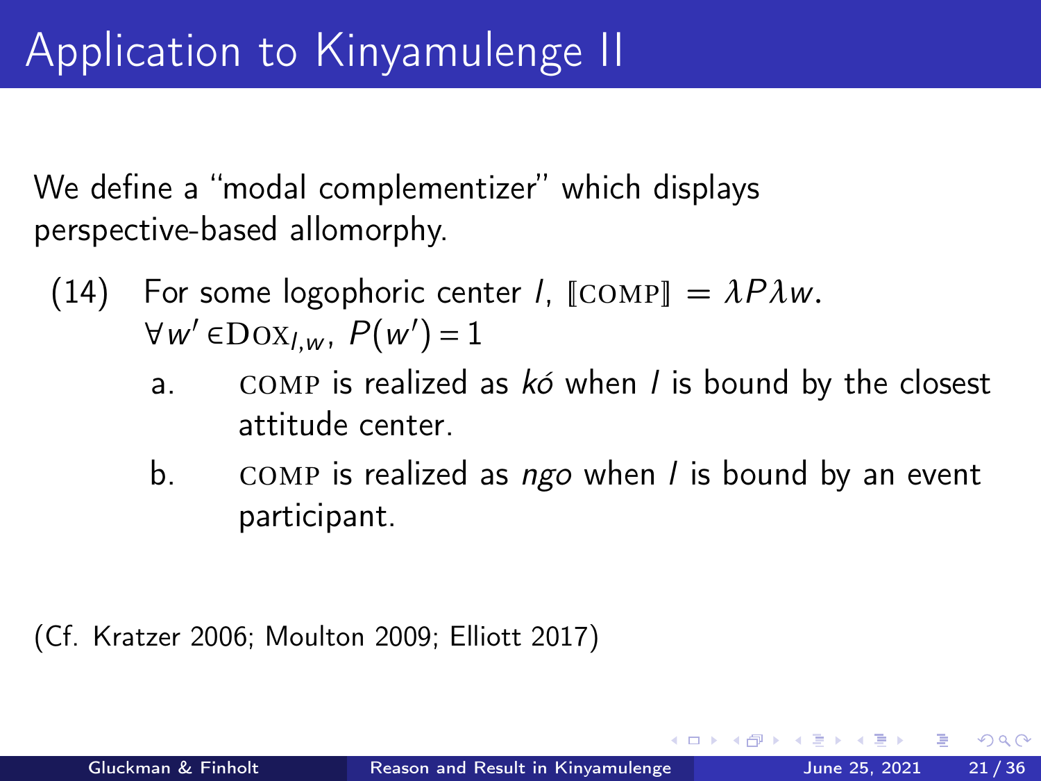# Application to Kinyamulenge II

We define a "modal complementizer" which displays perspective-based allomorphy.

(14) For some logophoric center $l$, $[\![\textsc{comp}]\!] = \lambda P \lambda w.$ $\forall w' \in \textsc{Dox}_{l,w},\ P(w') = 1$

a. COMP is realized as *kó* when $l$ is bound by the closest attitude center.

b. COMP is realized as *ngo* when $l$ is bound by an event participant.

(Cf. Kratzer 2006; Moulton 2009; Elliott 2017)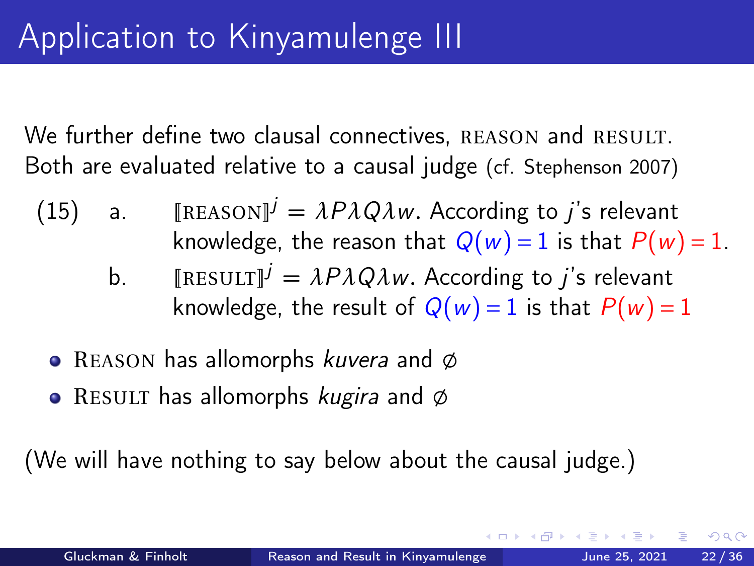# Application to Kinyamulenge III

We further define two clausal connectives, REASON and RESULT. Both are evaluated relative to a causal judge (cf. Stephenson 2007)

(15) a. $[\![\text{REASON}]\!]^j = \lambda P \lambda Q \lambda w$. According to $j$'s relevant knowledge, the reason that $Q(w) = 1$ is that $P(w) = 1$.

b. $[\![\text{RESULT}]\!]^j = \lambda P \lambda Q \lambda w$. According to $j$'s relevant knowledge, the result of $Q(w) = 1$ is that $P(w) = 1$

- REASON has allomorphs *kuvera* and ∅
- RESULT has allomorphs *kugira* and ∅

(We will have nothing to say below about the causal judge.)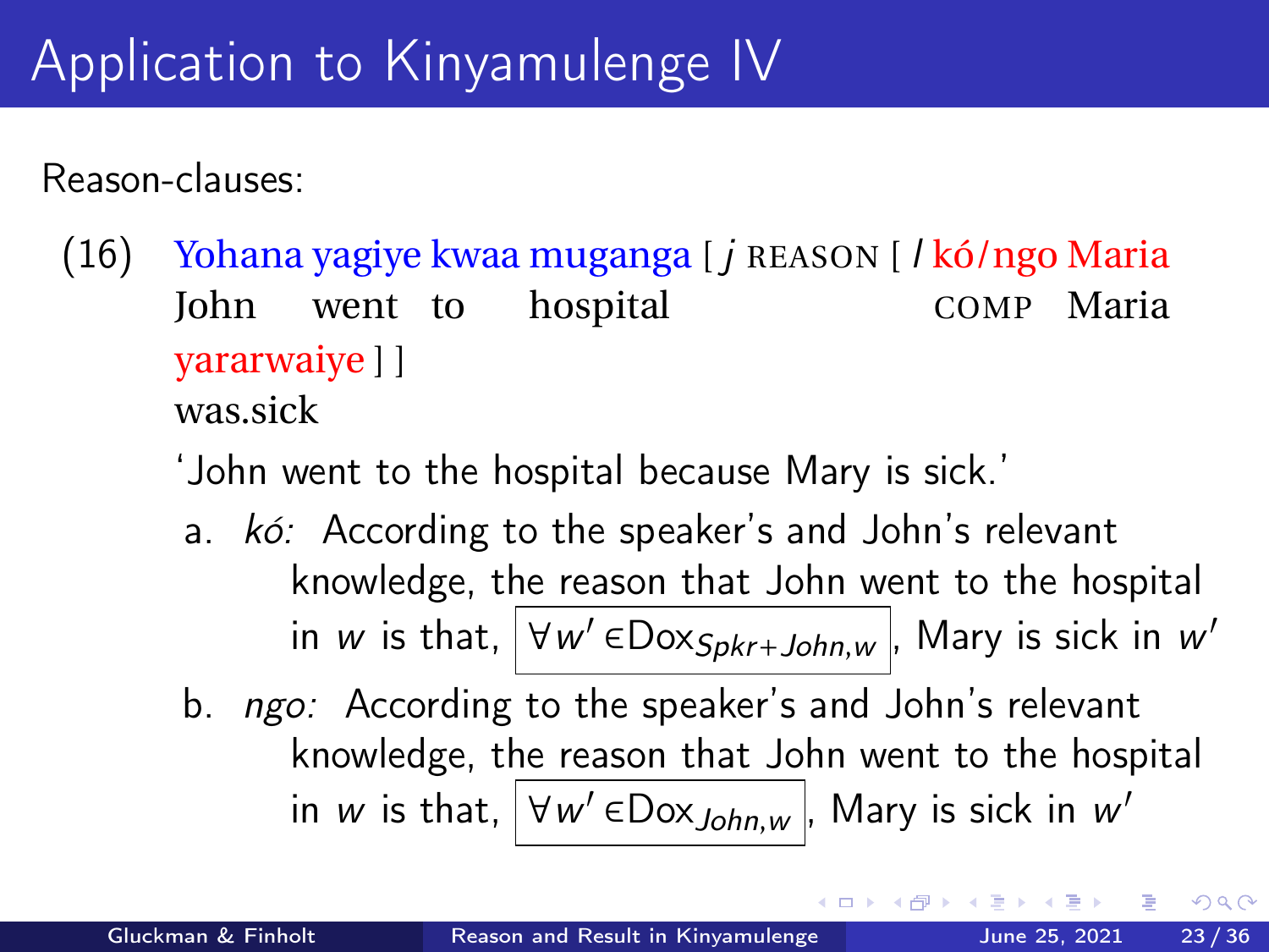# Application to Kinyamulenge IV

Reason-clauses:

(16) Yohana yagiye kwaa muganga [ *j* REASON [ *l* kó/ngo Maria yararwaiye ] ]
John went to hospital COMP Maria was.sick
'John went to the hospital because Mary is sick.'

a. *kó:* According to the speaker's and John's relevant knowledge, the reason that John went to the hospital in $w$ is that, $\boxed{\forall w' \in \text{Dox}_{Spkr+John,w}}$, Mary is sick in $w'$

b. *ngo:* According to the speaker's and John's relevant knowledge, the reason that John went to the hospital in $w$ is that, $\boxed{\forall w' \in \text{Dox}_{John,w}}$, Mary is sick in $w'$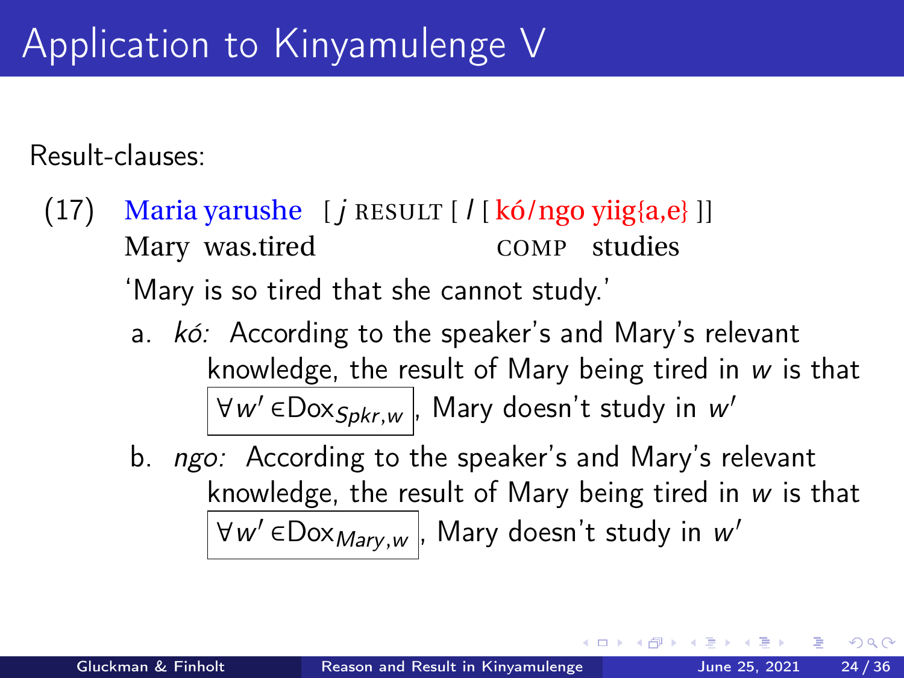# Application to Kinyamulenge V

Result-clauses:

(17) Maria yarushe [ $j$ RESULT [ $l$ [ kó/ngo yiig{a,e} ]]
Mary was.tired COMP studies
'Mary is so tired that she cannot study.'

a. *kó:* According to the speaker's and Mary's relevant knowledge, the result of Mary being tired in $w$ is that $\forall w' \in \text{Dox}_{Spkr,w}$, Mary doesn't study in $w'$

b. *ngo:* According to the speaker's and Mary's relevant knowledge, the result of Mary being tired in $w$ is that $\forall w' \in \text{Dox}_{Mary,w}$, Mary doesn't study in $w'$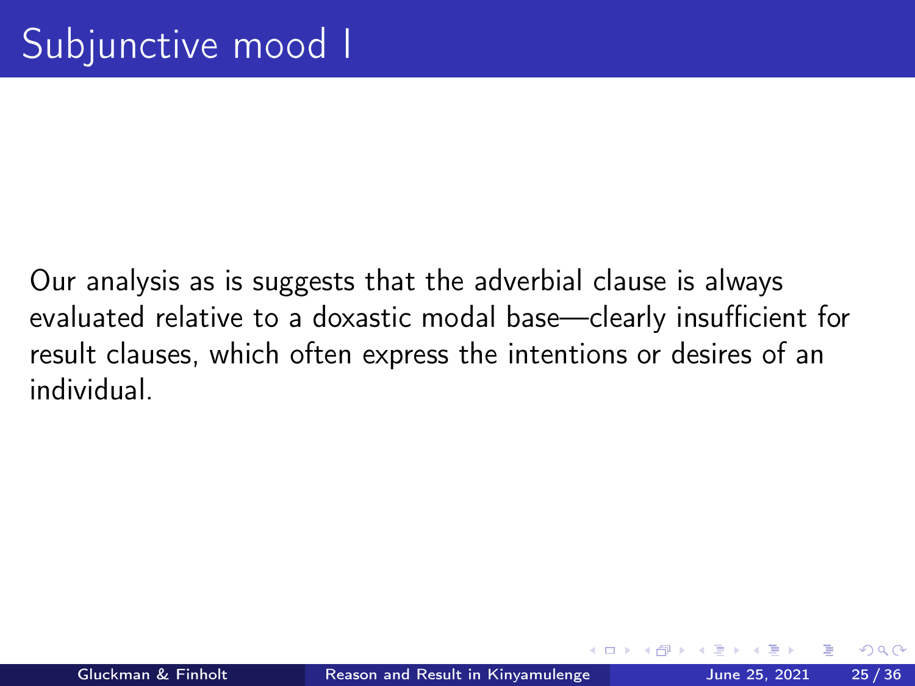# Subjunctive mood I

Our analysis as is suggests that the adverbial clause is always evaluated relative to a doxastic modal base—clearly insufficient for result clauses, which often express the intentions or desires of an individual.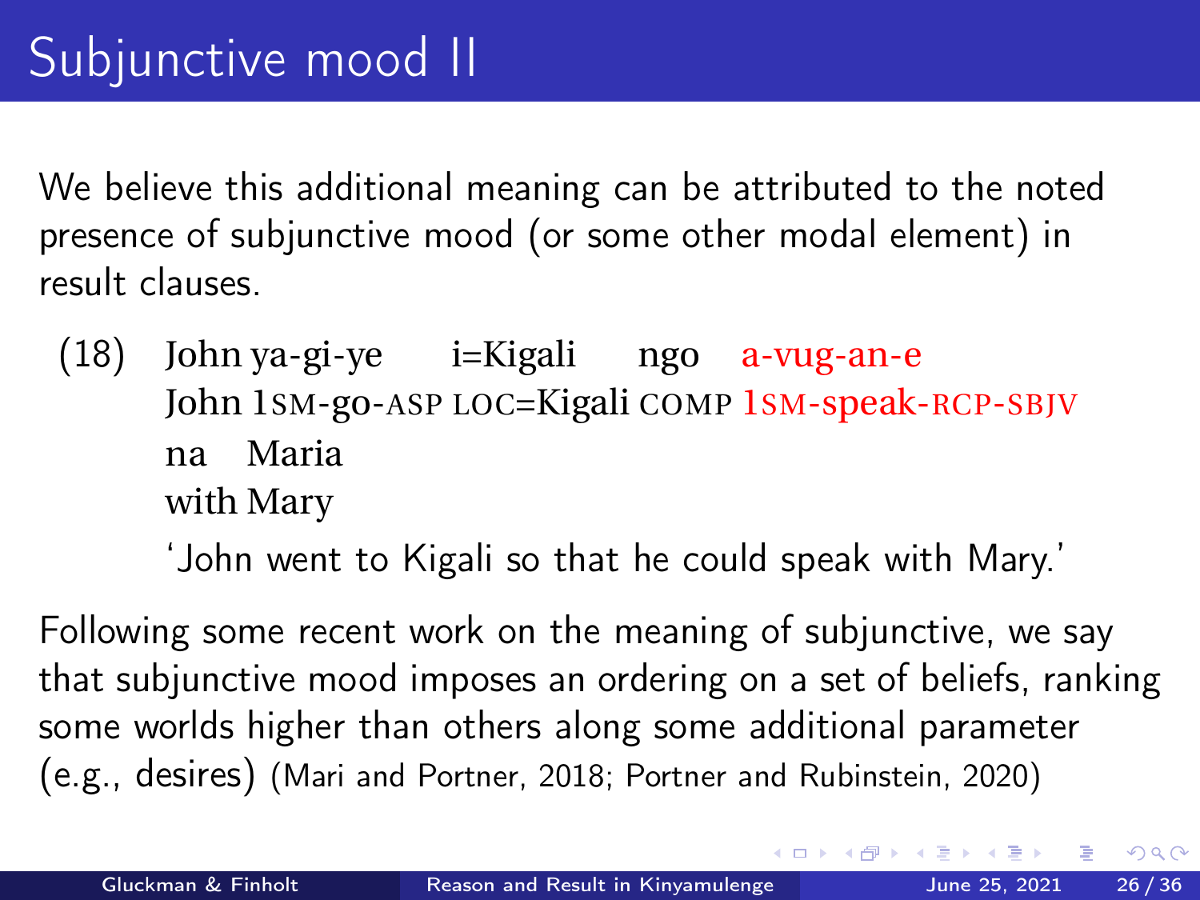# Subjunctive mood II

We believe this additional meaning can be attributed to the noted presence of subjunctive mood (or some other modal element) in result clauses.

(18) John ya-gi-ye i=Kigali ngo a-vug-an-e na Maria
John 1SM-go-ASP LOC=Kigali COMP 1SM-speak-RCP-SBJV with Mary
'John went to Kigali so that he could speak with Mary.'

Following some recent work on the meaning of subjunctive, we say that subjunctive mood imposes an ordering on a set of beliefs, ranking some worlds higher than others along some additional parameter (e.g., desires) (Mari and Portner, 2018; Portner and Rubinstein, 2020)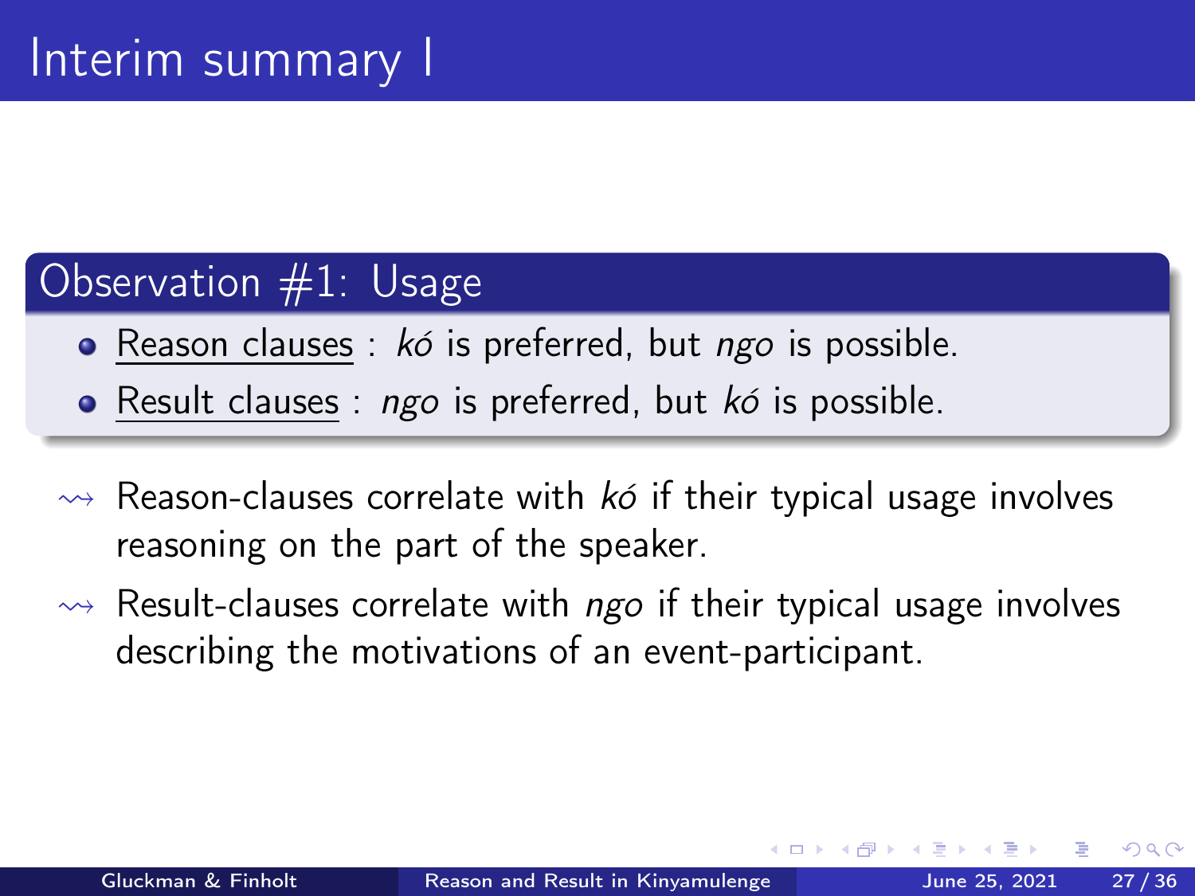# Interim summary I

## Observation #1: Usage

- Reason clauses : *kó* is preferred, but *ngo* is possible.
- Result clauses : *ngo* is preferred, but *kó* is possible.

$\rightsquigarrow$ Reason-clauses correlate with *kó* if their typical usage involves reasoning on the part of the speaker.

$\rightsquigarrow$ Result-clauses correlate with *ngo* if their typical usage involves describing the motivations of an event-participant.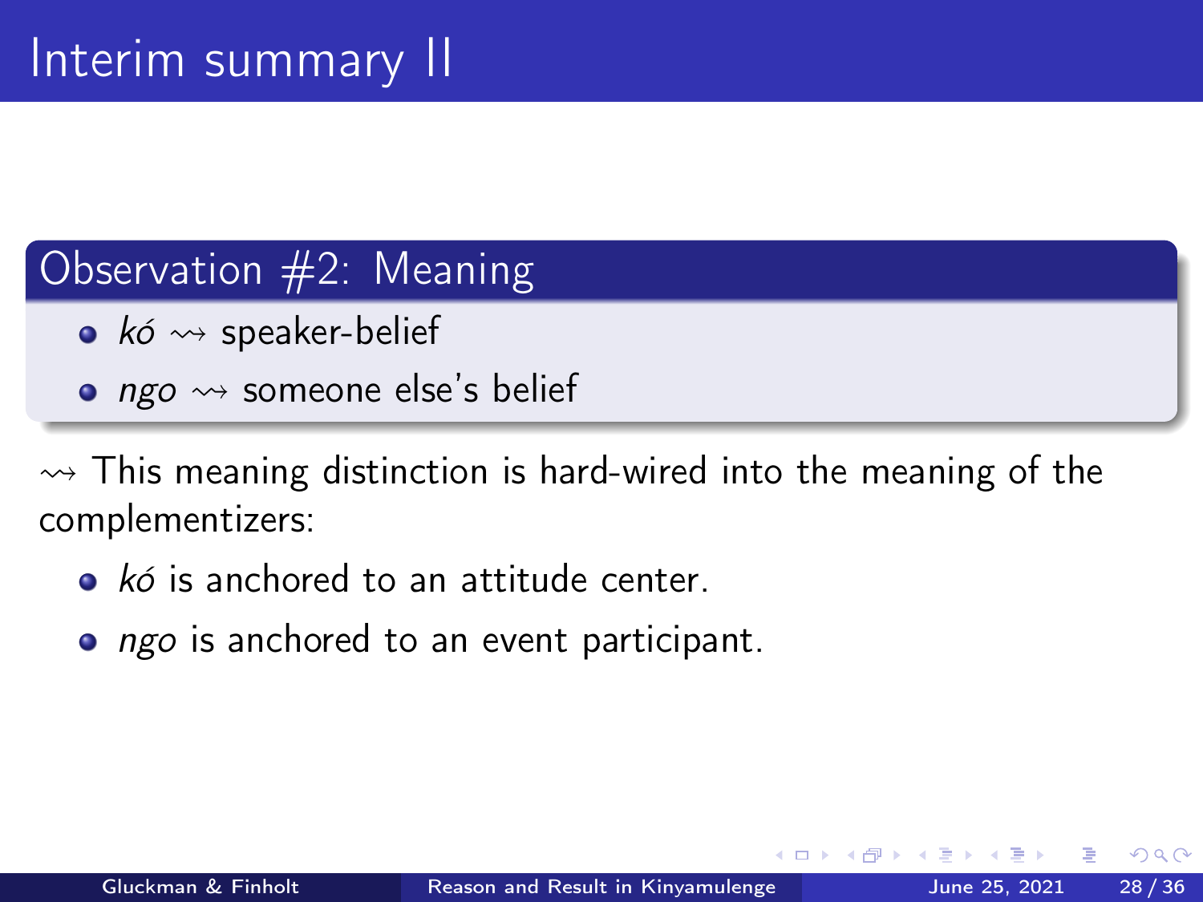# Interim summary II

## Observation #2: Meaning

- *kó* $\rightsquigarrow$ speaker-belief
- *ngo* $\rightsquigarrow$ someone else's belief

$\rightsquigarrow$ This meaning distinction is hard-wired into the meaning of the complementizers:

- *kó* is anchored to an attitude center.
- *ngo* is anchored to an event participant.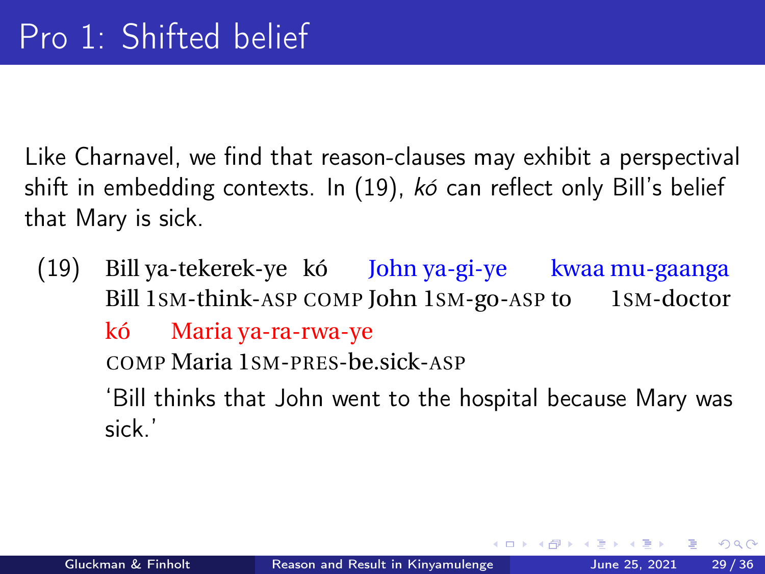# Pro 1: Shifted belief

Like Charnavel, we find that reason-clauses may exhibit a perspectival shift in embedding contexts. In (19), *kó* can reflect only Bill's belief that Mary is sick.

(19) Bill ya-tekerek-ye kó John ya-gi-ye kwaa mu-gaanga
Bill 1SM-think-ASP COMP John 1SM-go-ASP to 1SM-doctor
kó Maria ya-ra-rwa-ye
COMP Maria 1SM-PRES-be.sick-ASP
'Bill thinks that John went to the hospital because Mary was sick.'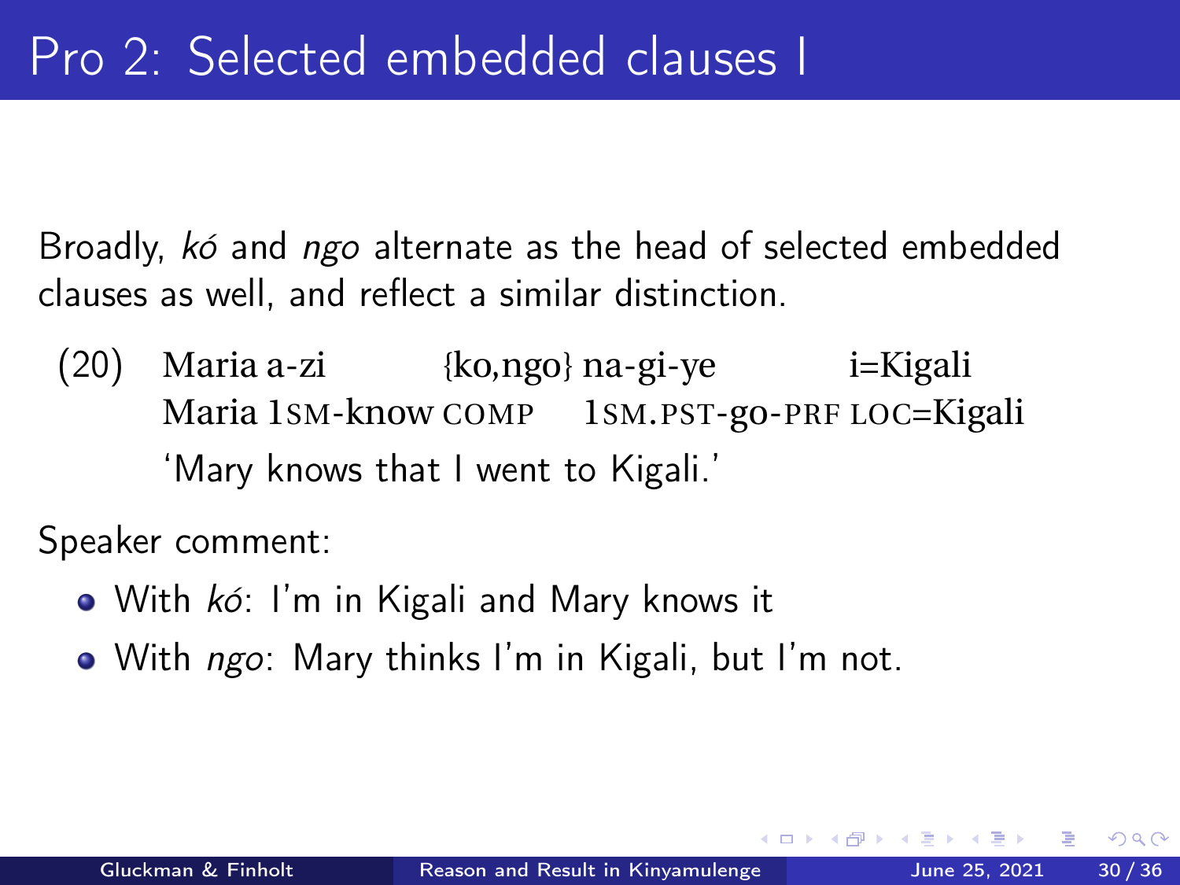# Pro 2: Selected embedded clauses I

Broadly, *kó* and *ngo* alternate as the head of selected embedded clauses as well, and reflect a similar distinction.

(20) Maria a-zi {ko,ngo} na-gi-ye i=Kigali
Maria 1SM-know COMP 1SM.PST-go-PRF LOC=Kigali
'Mary knows that I went to Kigali.'

Speaker comment:

- With *kó*: I'm in Kigali and Mary knows it
- With *ngo*: Mary thinks I'm in Kigali, but I'm not.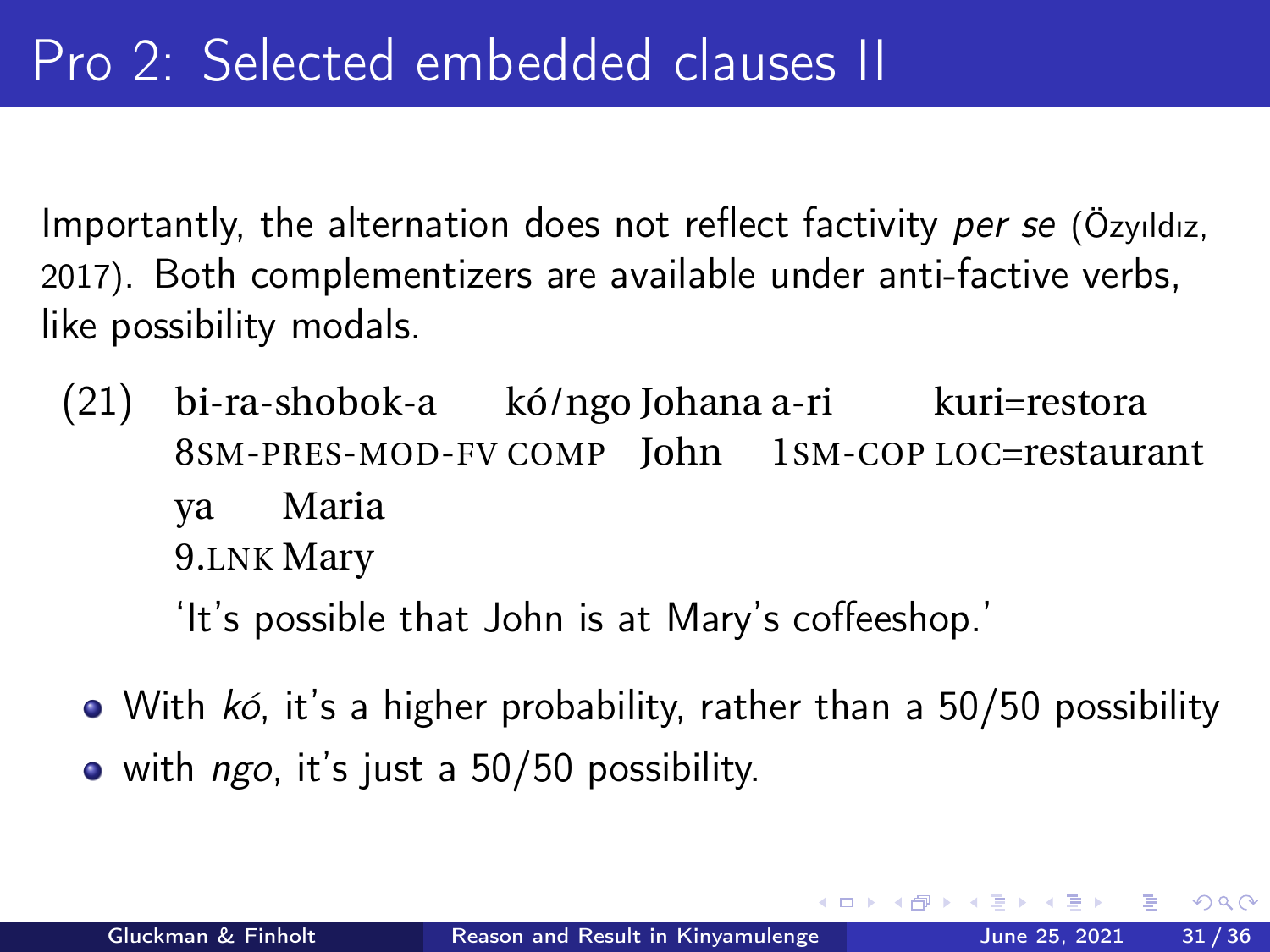# Pro 2: Selected embedded clauses II

Importantly, the alternation does not reflect factivity *per se* (Özyıldız, 2017). Both complementizers are available under anti-factive verbs, like possibility modals.

(21) bi-ra-shobok-a kó/ngo Johana a-ri kuri=restora ya Maria
8SM-PRES-MOD-FV COMP John 1SM-COP LOC=restaurant 9.LNK Mary
'It's possible that John is at Mary's coffeeshop.'

- With *kó*, it's a higher probability, rather than a 50/50 possibility
- with *ngo*, it's just a 50/50 possibility.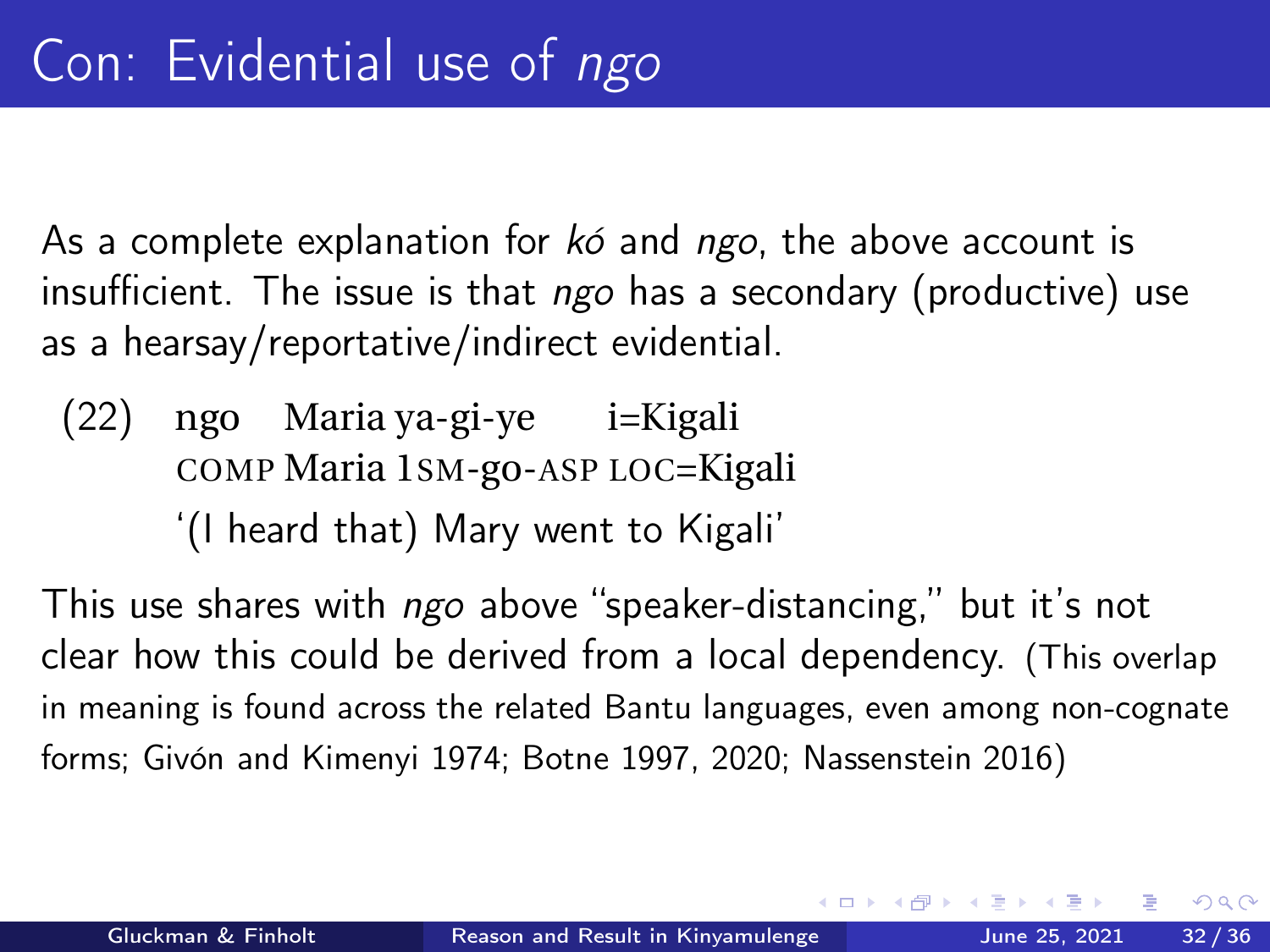# Con: Evidential use of *ngo*

As a complete explanation for *kó* and *ngo*, the above account is insufficient. The issue is that *ngo* has a secondary (productive) use as a hearsay/reportative/indirect evidential.

(22) ngo Maria ya-gi-ye i=Kigali
COMP Maria 1SM-go-ASP LOC=Kigali
'(I heard that) Mary went to Kigali'

This use shares with *ngo* above "speaker-distancing," but it's not clear how this could be derived from a local dependency. (This overlap in meaning is found across the related Bantu languages, even among non-cognate forms; Givón and Kimenyi 1974; Botne 1997, 2020; Nassenstein 2016)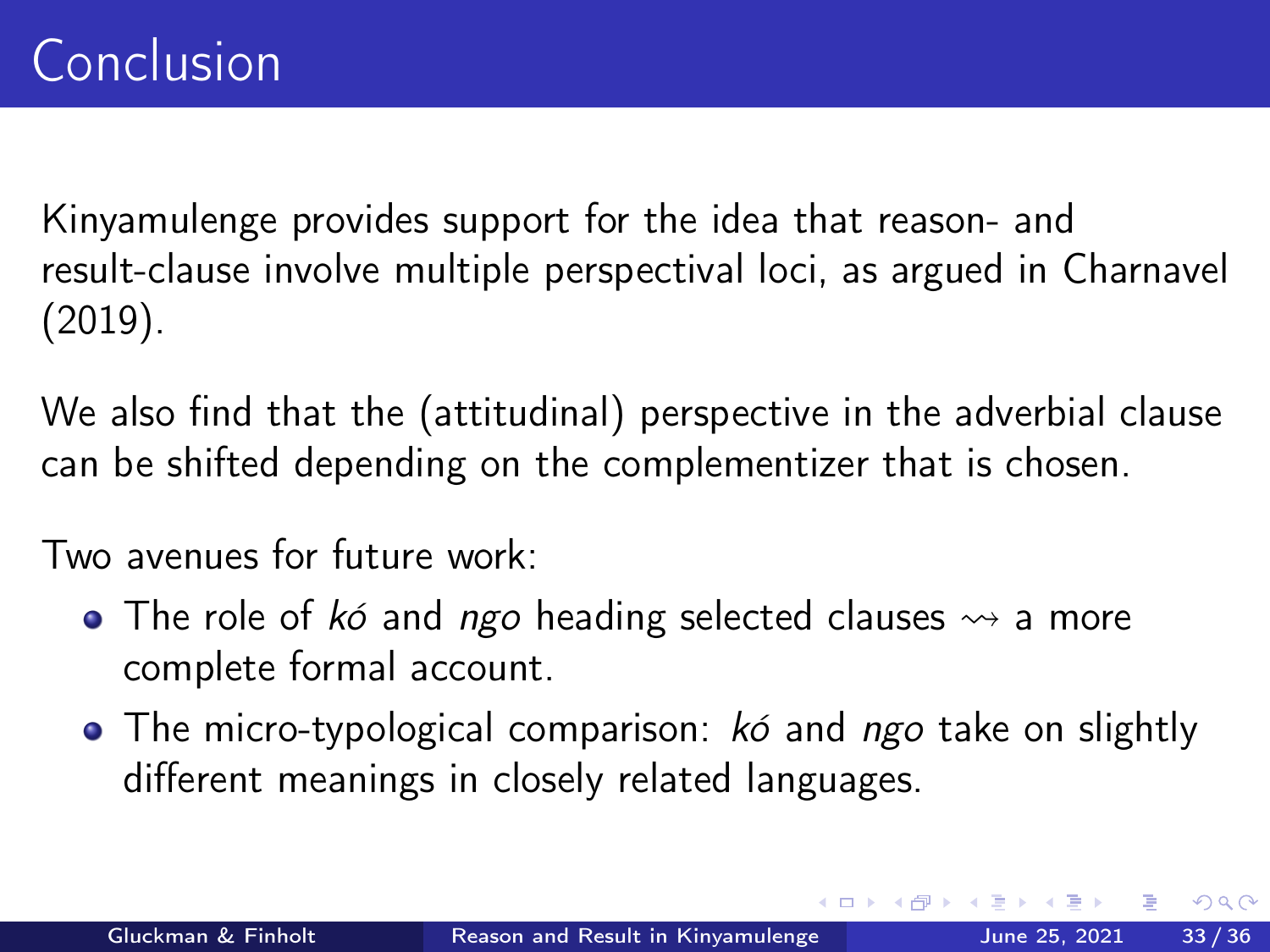# Conclusion

Kinyamulenge provides support for the idea that reason- and result-clause involve multiple perspectival loci, as argued in Charnavel (2019).

We also find that the (attitudinal) perspective in the adverbial clause can be shifted depending on the complementizer that is chosen.

Two avenues for future work:

- The role of *kó* and *ngo* heading selected clauses $\rightsquigarrow$ a more complete formal account.
- The micro-typological comparison: *kó* and *ngo* take on slightly different meanings in closely related languages.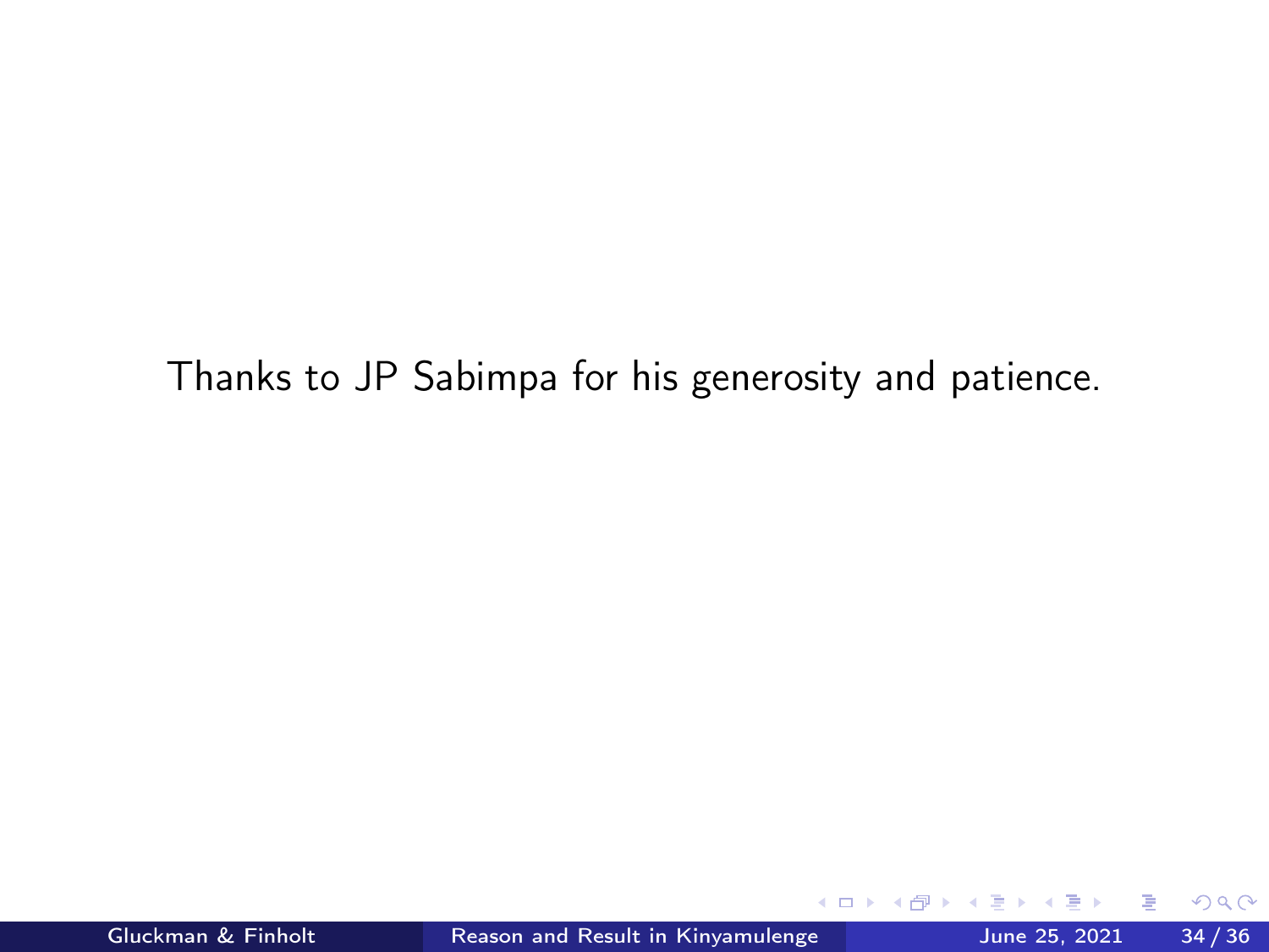Thanks to JP Sabimpa for his generosity and patience.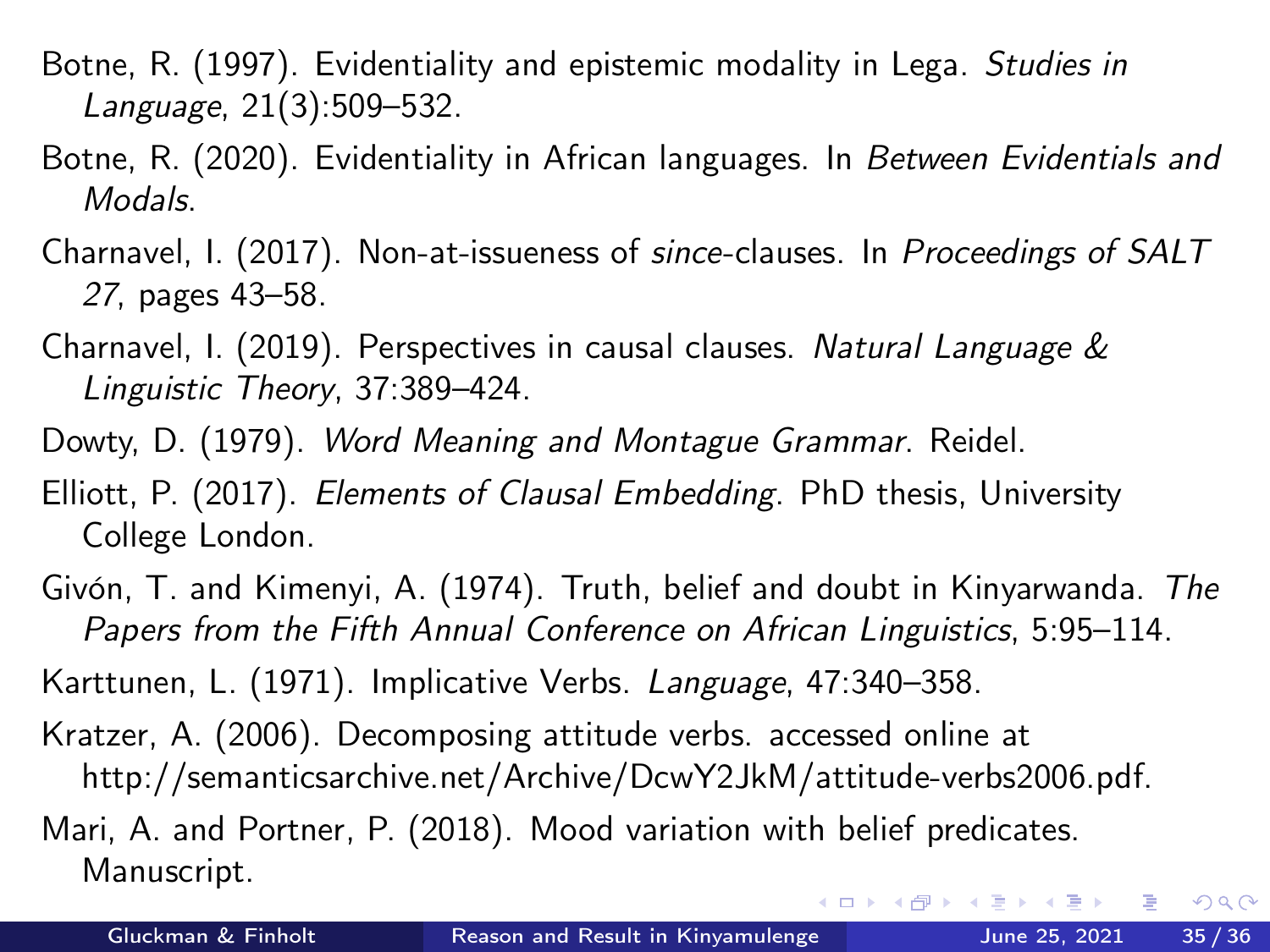Botne, R. (1997). Evidentiality and epistemic modality in Lega. *Studies in Language*, 21(3):509–532.

Botne, R. (2020). Evidentiality in African languages. In *Between Evidentials and Modals*.

Charnavel, I. (2017). Non-at-issueness of *since*-clauses. In *Proceedings of SALT 27*, pages 43–58.

Charnavel, I. (2019). Perspectives in causal clauses. *Natural Language & Linguistic Theory*, 37:389–424.

Dowty, D. (1979). *Word Meaning and Montague Grammar*. Reidel.

Elliott, P. (2017). *Elements of Clausal Embedding*. PhD thesis, University College London.

Givón, T. and Kimenyi, A. (1974). Truth, belief and doubt in Kinyarwanda. *The Papers from the Fifth Annual Conference on African Linguistics*, 5:95–114.

Karttunen, L. (1971). Implicative Verbs. *Language*, 47:340–358.

Kratzer, A. (2006). Decomposing attitude verbs. accessed online at http://semanticsarchive.net/Archive/DcwY2JkM/attitude-verbs2006.pdf.

Mari, A. and Portner, P. (2018). Mood variation with belief predicates. Manuscript.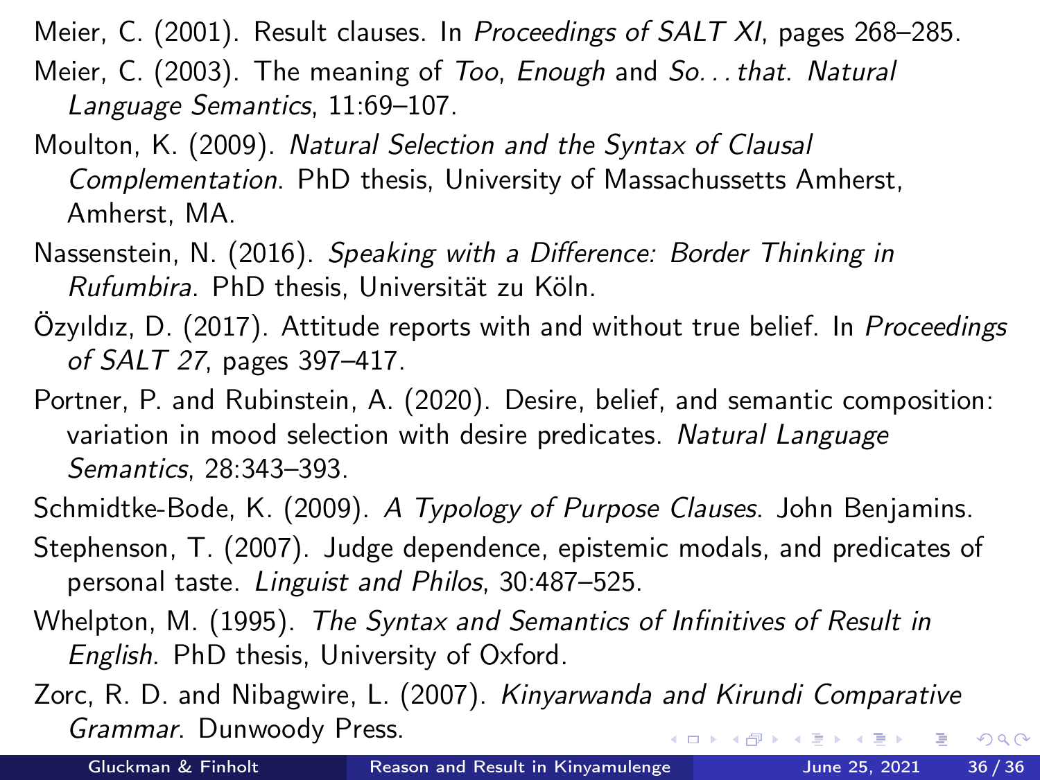Meier, C. (2001). Result clauses. In *Proceedings of SALT XI*, pages 268–285.

Meier, C. (2003). The meaning of *Too*, *Enough* and *So...that*. *Natural Language Semantics*, 11:69–107.

Moulton, K. (2009). *Natural Selection and the Syntax of Clausal Complementation*. PhD thesis, University of Massachussetts Amherst, Amherst, MA.

Nassenstein, N. (2016). *Speaking with a Difference: Border Thinking in Rufumbira*. PhD thesis, Universität zu Köln.

Özyıldız, D. (2017). Attitude reports with and without true belief. In *Proceedings of SALT 27*, pages 397–417.

Portner, P. and Rubinstein, A. (2020). Desire, belief, and semantic composition: variation in mood selection with desire predicates. *Natural Language Semantics*, 28:343–393.

Schmidtke-Bode, K. (2009). *A Typology of Purpose Clauses*. John Benjamins.

Stephenson, T. (2007). Judge dependence, epistemic modals, and predicates of personal taste. *Linguist and Philos*, 30:487–525.

Whelpton, M. (1995). *The Syntax and Semantics of Infinitives of Result in English*. PhD thesis, University of Oxford.

Zorc, R. D. and Nibagwire, L. (2007). *Kinyarwanda and Kirundi Comparative Grammar*. Dunwoody Press.